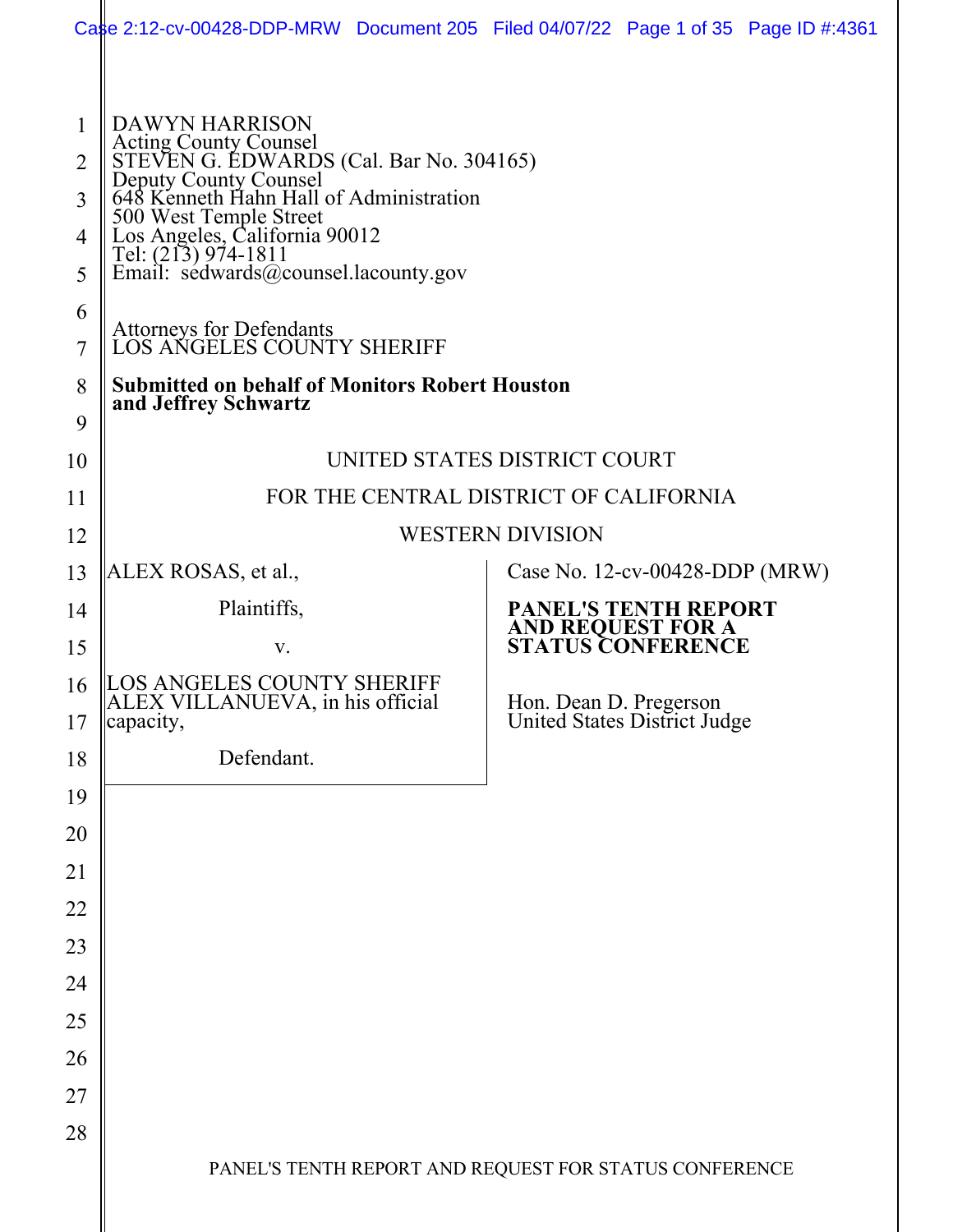DAWYN HARRISON
Acting County Counsel
STEVEN G. EDWARDS (Cal. Bar No. 304165)
Deputy County Counsel
648 Kenneth Hahn Hall of Administration
500 West Temple Street
Los Angeles, California 90012
Tel: (213) 974-1811
Email: sedwards@counsel.lacounty.gov

Attorneys for Defendants
LOS ANGELES COUNTY SHERIFF

**Submitted on behalf of Monitors Robert Houston and Jeffrey Schwartz**

UNITED STATES DISTRICT COURT

FOR THE CENTRAL DISTRICT OF CALIFORNIA

WESTERN DIVISION

| | |
|---|---|
| ALEX ROSAS, et al., Plaintiffs, v. LOS ANGELES COUNTY SHERIFF ALEX VILLANUEVA, in his official capacity, Defendant. | Case No. 12-cv-00428-DDP (MRW) **PANEL'S TENTH REPORT AND REQUEST FOR A STATUS CONFERENCE** Hon. Dean D. Pregerson United States District Judge |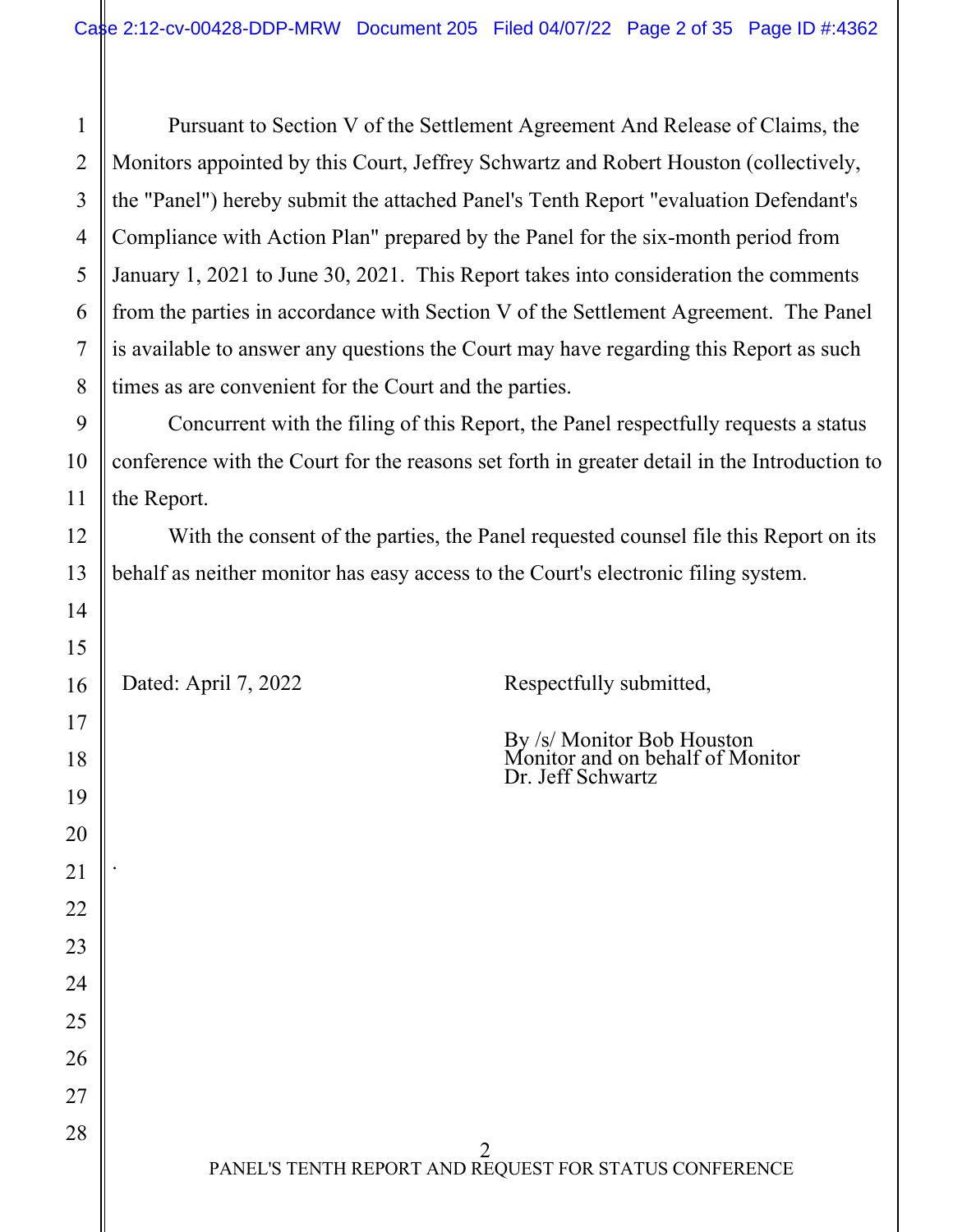Pursuant to Section V of the Settlement Agreement And Release of Claims, the Monitors appointed by this Court, Jeffrey Schwartz and Robert Houston (collectively, the "Panel") hereby submit the attached Panel's Tenth Report "evaluation Defendant's Compliance with Action Plan" prepared by the Panel for the six-month period from January 1, 2021 to June 30, 2021. This Report takes into consideration the comments from the parties in accordance with Section V of the Settlement Agreement. The Panel is available to answer any questions the Court may have regarding this Report as such times as are convenient for the Court and the parties.

Concurrent with the filing of this Report, the Panel respectfully requests a status conference with the Court for the reasons set forth in greater detail in the Introduction to the Report.

With the consent of the parties, the Panel requested counsel file this Report on its behalf as neither monitor has easy access to the Court's electronic filing system.

Dated: April 7, 2022

Respectfully submitted,

By /s/ Monitor Bob Houston
Monitor and on behalf of Monitor
Dr. Jeff Schwartz

PANEL'S TENTH REPORT AND REQUEST FOR STATUS CONFERENCE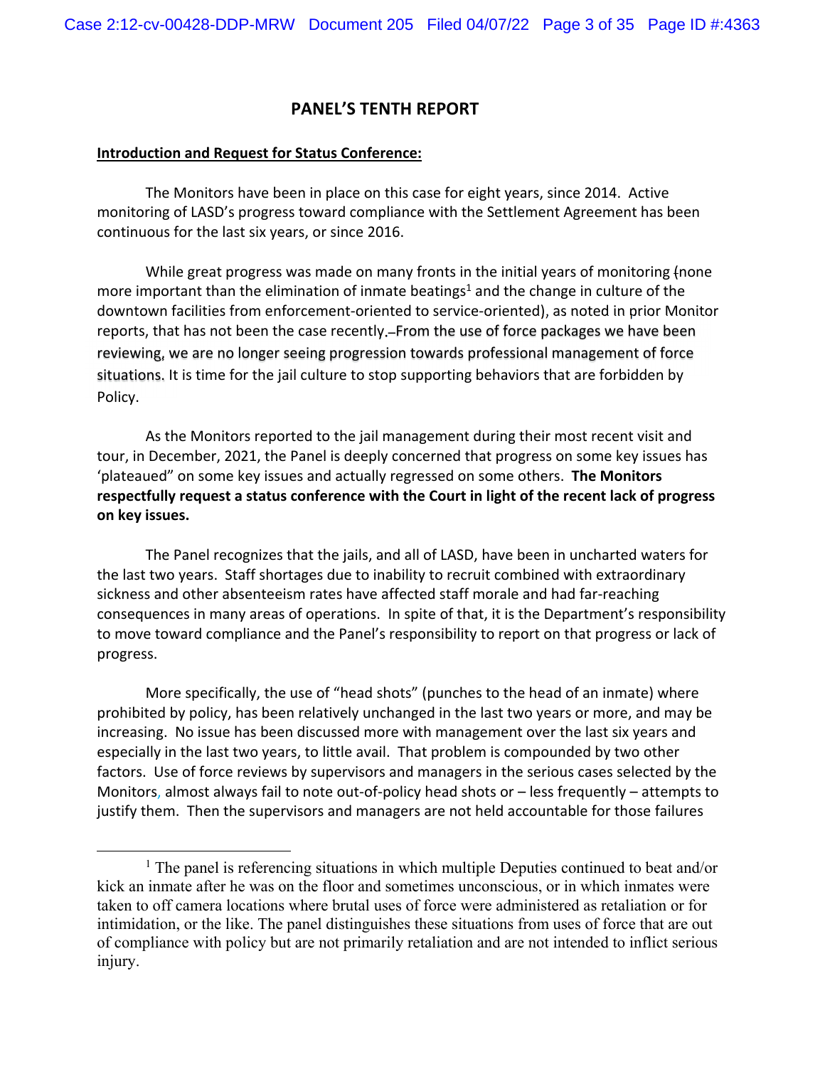## PANEL'S TENTH REPORT

**Introduction and Request for Status Conference:**

The Monitors have been in place on this case for eight years, since 2014. Active monitoring of LASD's progress toward compliance with the Settlement Agreement has been continuous for the last six years, or since 2016.

While great progress was made on many fronts in the initial years of monitoring (none more important than the elimination of inmate beatings[1] and the change in culture of the downtown facilities from enforcement-oriented to service-oriented), as noted in prior Monitor reports, that has not been the case recently. From the use of force packages we have been reviewing, we are no longer seeing progression towards professional management of force situations. It is time for the jail culture to stop supporting behaviors that are forbidden by Policy.

As the Monitors reported to the jail management during their most recent visit and tour, in December, 2021, the Panel is deeply concerned that progress on some key issues has 'plateaued" on some key issues and actually regressed on some others. **The Monitors respectfully request a status conference with the Court in light of the recent lack of progress on key issues.**

The Panel recognizes that the jails, and all of LASD, have been in uncharted waters for the last two years. Staff shortages due to inability to recruit combined with extraordinary sickness and other absenteeism rates have affected staff morale and had far-reaching consequences in many areas of operations. In spite of that, it is the Department's responsibility to move toward compliance and the Panel's responsibility to report on that progress or lack of progress.

More specifically, the use of "head shots" (punches to the head of an inmate) where prohibited by policy, has been relatively unchanged in the last two years or more, and may be increasing. No issue has been discussed more with management over the last six years and especially in the last two years, to little avail. That problem is compounded by two other factors. Use of force reviews by supervisors and managers in the serious cases selected by the Monitors, almost always fail to note out-of-policy head shots or – less frequently – attempts to justify them. Then the supervisors and managers are not held accountable for those failures

---

[1] The panel is referencing situations in which multiple Deputies continued to beat and/or kick an inmate after he was on the floor and sometimes unconscious, or in which inmates were taken to off camera locations where brutal uses of force were administered as retaliation or for intimidation, or the like. The panel distinguishes these situations from uses of force that are out of compliance with policy but are not primarily retaliation and are not intended to inflict serious injury.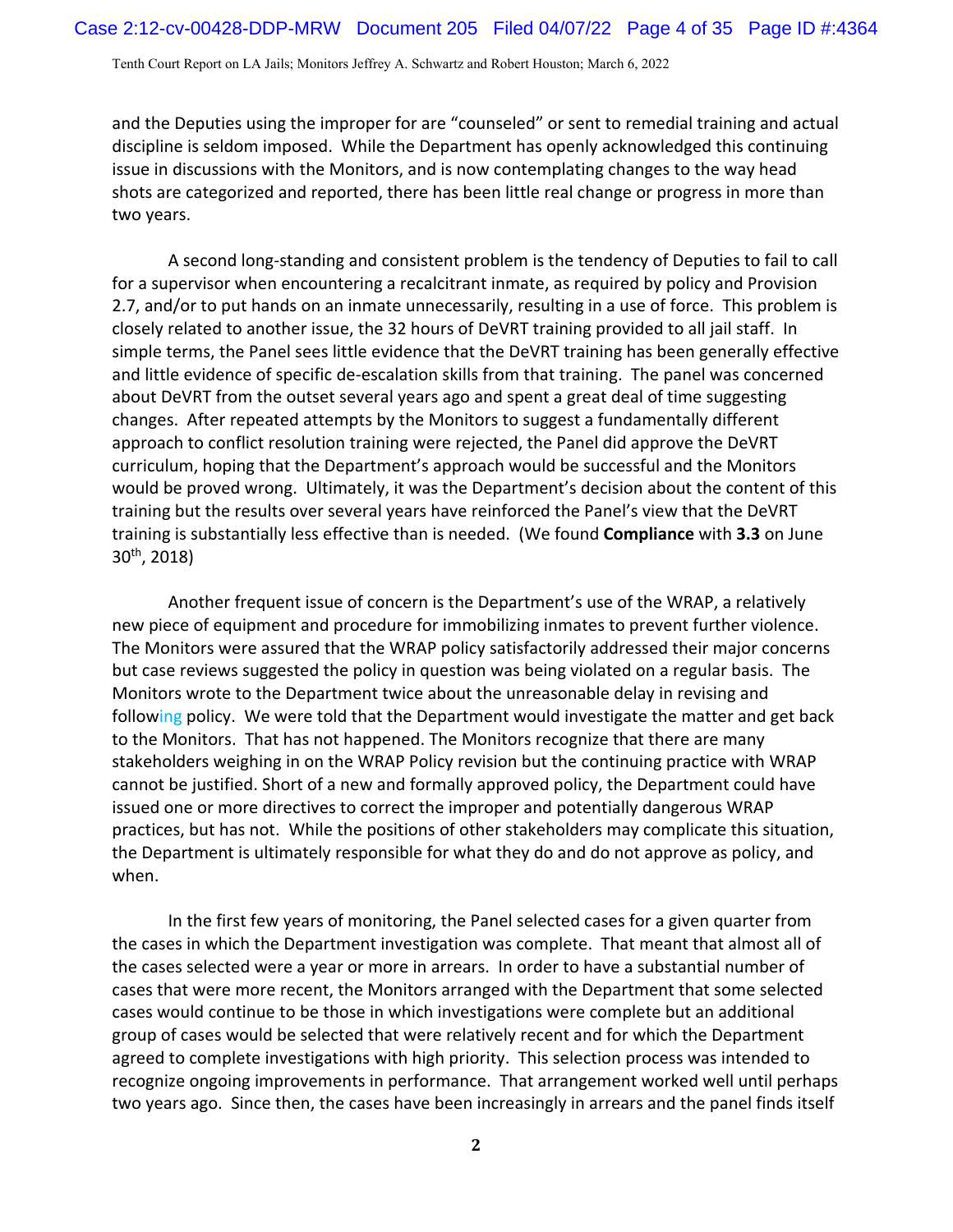and the Deputies using the improper for are "counseled" or sent to remedial training and actual discipline is seldom imposed. While the Department has openly acknowledged this continuing issue in discussions with the Monitors, and is now contemplating changes to the way head shots are categorized and reported, there has been little real change or progress in more than two years.

A second long-standing and consistent problem is the tendency of Deputies to fail to call for a supervisor when encountering a recalcitrant inmate, as required by policy and Provision 2.7, and/or to put hands on an inmate unnecessarily, resulting in a use of force. This problem is closely related to another issue, the 32 hours of DeVRT training provided to all jail staff. In simple terms, the Panel sees little evidence that the DeVRT training has been generally effective and little evidence of specific de-escalation skills from that training. The panel was concerned about DeVRT from the outset several years ago and spent a great deal of time suggesting changes. After repeated attempts by the Monitors to suggest a fundamentally different approach to conflict resolution training were rejected, the Panel did approve the DeVRT curriculum, hoping that the Department's approach would be successful and the Monitors would be proved wrong. Ultimately, it was the Department's decision about the content of this training but the results over several years have reinforced the Panel's view that the DeVRT training is substantially less effective than is needed. (We found **Compliance** with **3.3** on June 30th, 2018)

Another frequent issue of concern is the Department's use of the WRAP, a relatively new piece of equipment and procedure for immobilizing inmates to prevent further violence. The Monitors were assured that the WRAP policy satisfactorily addressed their major concerns but case reviews suggested the policy in question was being violated on a regular basis. The Monitors wrote to the Department twice about the unreasonable delay in revising and following policy. We were told that the Department would investigate the matter and get back to the Monitors. That has not happened. The Monitors recognize that there are many stakeholders weighing in on the WRAP Policy revision but the continuing practice with WRAP cannot be justified. Short of a new and formally approved policy, the Department could have issued one or more directives to correct the improper and potentially dangerous WRAP practices, but has not. While the positions of other stakeholders may complicate this situation, the Department is ultimately responsible for what they do and do not approve as policy, and when.

In the first few years of monitoring, the Panel selected cases for a given quarter from the cases in which the Department investigation was complete. That meant that almost all of the cases selected were a year or more in arrears. In order to have a substantial number of cases that were more recent, the Monitors arranged with the Department that some selected cases would continue to be those in which investigations were complete but an additional group of cases would be selected that were relatively recent and for which the Department agreed to complete investigations with high priority. This selection process was intended to recognize ongoing improvements in performance. That arrangement worked well until perhaps two years ago. Since then, the cases have been increasingly in arrears and the panel finds itself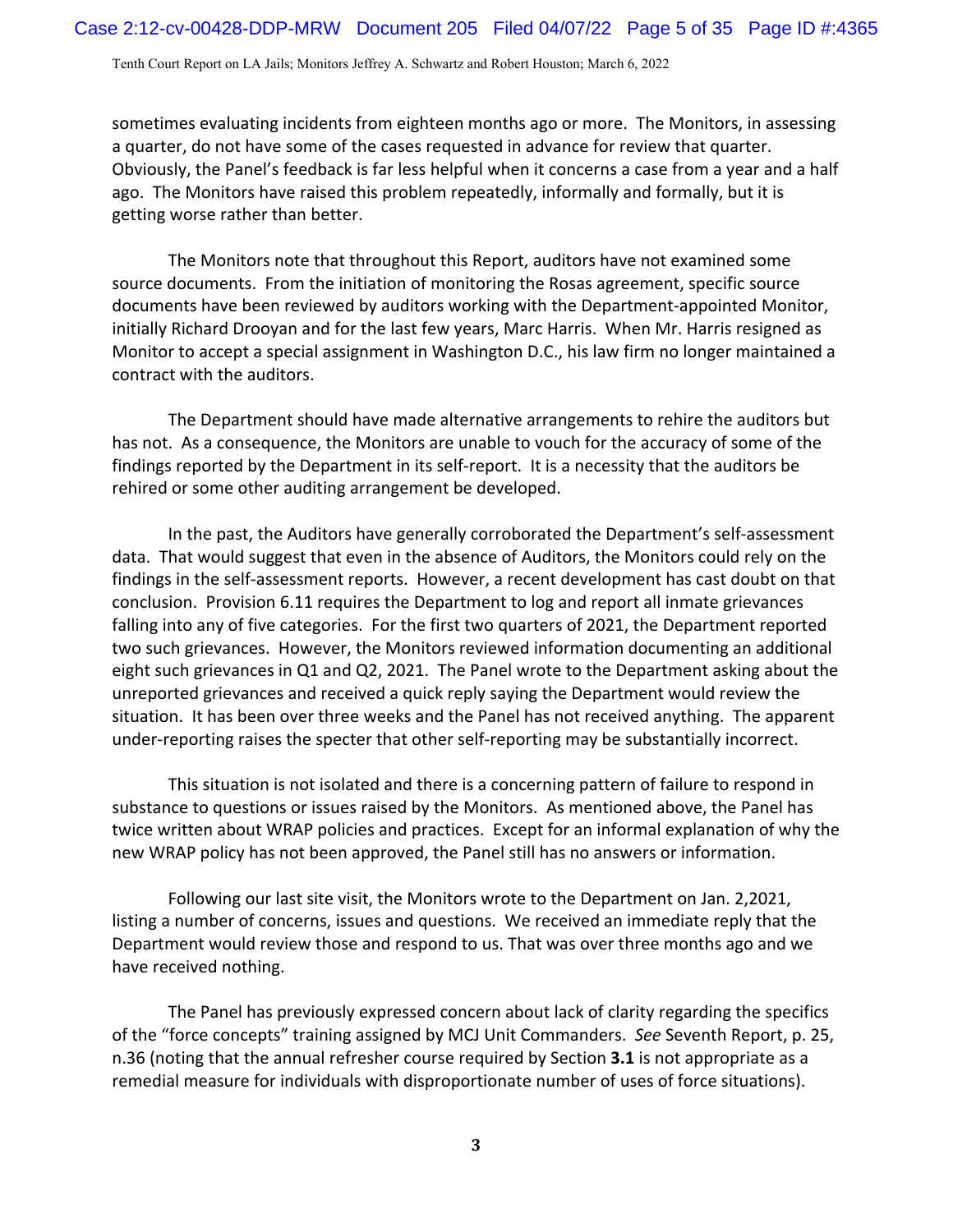sometimes evaluating incidents from eighteen months ago or more. The Monitors, in assessing a quarter, do not have some of the cases requested in advance for review that quarter. Obviously, the Panel's feedback is far less helpful when it concerns a case from a year and a half ago. The Monitors have raised this problem repeatedly, informally and formally, but it is getting worse rather than better.

The Monitors note that throughout this Report, auditors have not examined some source documents. From the initiation of monitoring the Rosas agreement, specific source documents have been reviewed by auditors working with the Department-appointed Monitor, initially Richard Drooyan and for the last few years, Marc Harris. When Mr. Harris resigned as Monitor to accept a special assignment in Washington D.C., his law firm no longer maintained a contract with the auditors.

The Department should have made alternative arrangements to rehire the auditors but has not. As a consequence, the Monitors are unable to vouch for the accuracy of some of the findings reported by the Department in its self-report. It is a necessity that the auditors be rehired or some other auditing arrangement be developed.

In the past, the Auditors have generally corroborated the Department's self-assessment data. That would suggest that even in the absence of Auditors, the Monitors could rely on the findings in the self-assessment reports. However, a recent development has cast doubt on that conclusion. Provision 6.11 requires the Department to log and report all inmate grievances falling into any of five categories. For the first two quarters of 2021, the Department reported two such grievances. However, the Monitors reviewed information documenting an additional eight such grievances in Q1 and Q2, 2021. The Panel wrote to the Department asking about the unreported grievances and received a quick reply saying the Department would review the situation. It has been over three weeks and the Panel has not received anything. The apparent under-reporting raises the specter that other self-reporting may be substantially incorrect.

This situation is not isolated and there is a concerning pattern of failure to respond in substance to questions or issues raised by the Monitors. As mentioned above, the Panel has twice written about WRAP policies and practices. Except for an informal explanation of why the new WRAP policy has not been approved, the Panel still has no answers or information.

Following our last site visit, the Monitors wrote to the Department on Jan. 2,2021, listing a number of concerns, issues and questions. We received an immediate reply that the Department would review those and respond to us. That was over three months ago and we have received nothing.

The Panel has previously expressed concern about lack of clarity regarding the specifics of the "force concepts" training assigned by MCJ Unit Commanders. *See* Seventh Report, p. 25, n.36 (noting that the annual refresher course required by Section **3.1** is not appropriate as a remedial measure for individuals with disproportionate number of uses of force situations).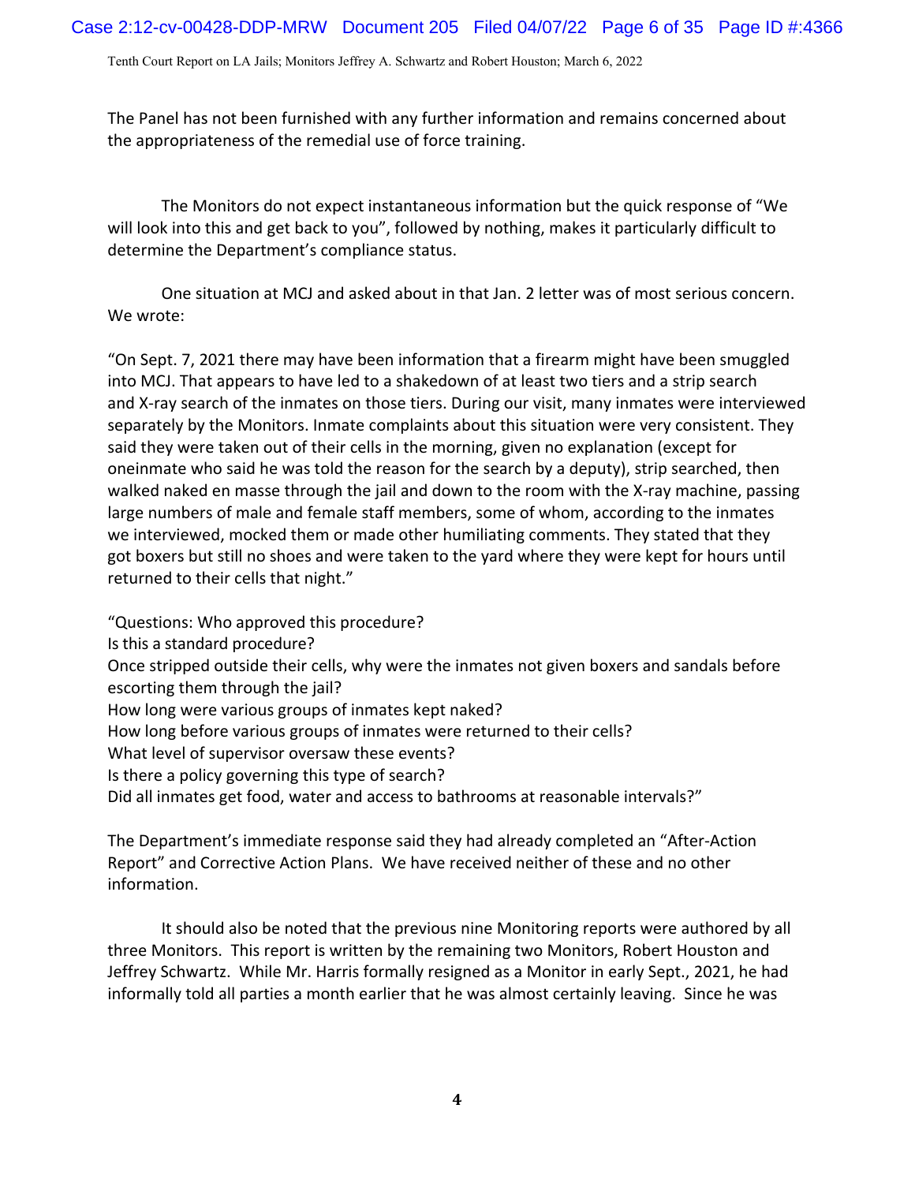The Panel has not been furnished with any further information and remains concerned about the appropriateness of the remedial use of force training.

The Monitors do not expect instantaneous information but the quick response of "We will look into this and get back to you", followed by nothing, makes it particularly difficult to determine the Department's compliance status.

One situation at MCJ and asked about in that Jan. 2 letter was of most serious concern. We wrote:

"On Sept. 7, 2021 there may have been information that a firearm might have been smuggled into MCJ. That appears to have led to a shakedown of at least two tiers and a strip search and X-ray search of the inmates on those tiers. During our visit, many inmates were interviewed separately by the Monitors. Inmate complaints about this situation were very consistent. They said they were taken out of their cells in the morning, given no explanation (except for oneinmate who said he was told the reason for the search by a deputy), strip searched, then walked naked en masse through the jail and down to the room with the X-ray machine, passing large numbers of male and female staff members, some of whom, according to the inmates we interviewed, mocked them or made other humiliating comments. They stated that they got boxers but still no shoes and were taken to the yard where they were kept for hours until returned to their cells that night."

"Questions: Who approved this procedure?
Is this a standard procedure?
Once stripped outside their cells, why were the inmates not given boxers and sandals before escorting them through the jail?
How long were various groups of inmates kept naked?
How long before various groups of inmates were returned to their cells?
What level of supervisor oversaw these events?
Is there a policy governing this type of search?
Did all inmates get food, water and access to bathrooms at reasonable intervals?"

The Department's immediate response said they had already completed an "After-Action Report" and Corrective Action Plans. We have received neither of these and no other information.

It should also be noted that the previous nine Monitoring reports were authored by all three Monitors. This report is written by the remaining two Monitors, Robert Houston and Jeffrey Schwartz. While Mr. Harris formally resigned as a Monitor in early Sept., 2021, he had informally told all parties a month earlier that he was almost certainly leaving. Since he was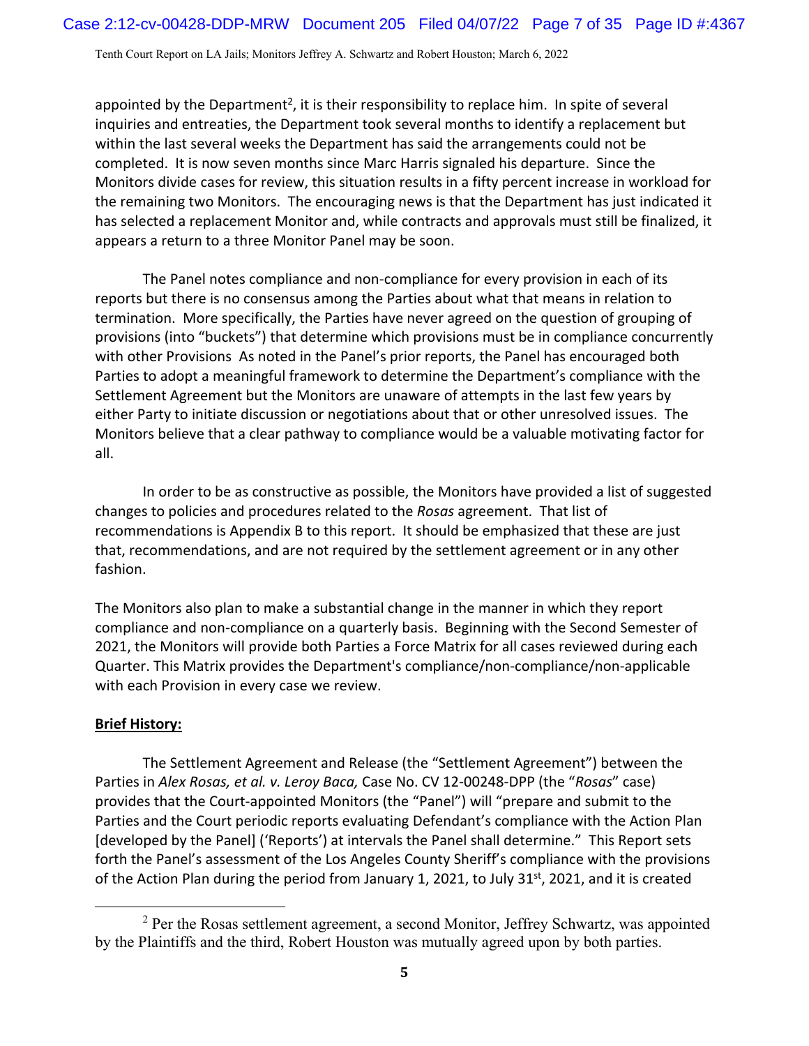appointed by the Department[2], it is their responsibility to replace him. In spite of several inquiries and entreaties, the Department took several months to identify a replacement but within the last several weeks the Department has said the arrangements could not be completed. It is now seven months since Marc Harris signaled his departure. Since the Monitors divide cases for review, this situation results in a fifty percent increase in workload for the remaining two Monitors. The encouraging news is that the Department has just indicated it has selected a replacement Monitor and, while contracts and approvals must still be finalized, it appears a return to a three Monitor Panel may be soon.

The Panel notes compliance and non-compliance for every provision in each of its reports but there is no consensus among the Parties about what that means in relation to termination. More specifically, the Parties have never agreed on the question of grouping of provisions (into "buckets") that determine which provisions must be in compliance concurrently with other Provisions As noted in the Panel's prior reports, the Panel has encouraged both Parties to adopt a meaningful framework to determine the Department's compliance with the Settlement Agreement but the Monitors are unaware of attempts in the last few years by either Party to initiate discussion or negotiations about that or other unresolved issues. The Monitors believe that a clear pathway to compliance would be a valuable motivating factor for all.

In order to be as constructive as possible, the Monitors have provided a list of suggested changes to policies and procedures related to the *Rosas* agreement. That list of recommendations is Appendix B to this report. It should be emphasized that these are just that, recommendations, and are not required by the settlement agreement or in any other fashion.

The Monitors also plan to make a substantial change in the manner in which they report compliance and non-compliance on a quarterly basis. Beginning with the Second Semester of 2021, the Monitors will provide both Parties a Force Matrix for all cases reviewed during each Quarter. This Matrix provides the Department's compliance/non-compliance/non-applicable with each Provision in every case we review.

**Brief History:**

The Settlement Agreement and Release (the "Settlement Agreement") between the Parties in *Alex Rosas, et al. v. Leroy Baca,* Case No. CV 12-00248-DPP (the "*Rosas*" case) provides that the Court-appointed Monitors (the "Panel") will "prepare and submit to the Parties and the Court periodic reports evaluating Defendant's compliance with the Action Plan [developed by the Panel] ('Reports') at intervals the Panel shall determine." This Report sets forth the Panel's assessment of the Los Angeles County Sheriff's compliance with the provisions of the Action Plan during the period from January 1, 2021, to July 31st, 2021, and it is created

[2] Per the Rosas settlement agreement, a second Monitor, Jeffrey Schwartz, was appointed by the Plaintiffs and the third, Robert Houston was mutually agreed upon by both parties.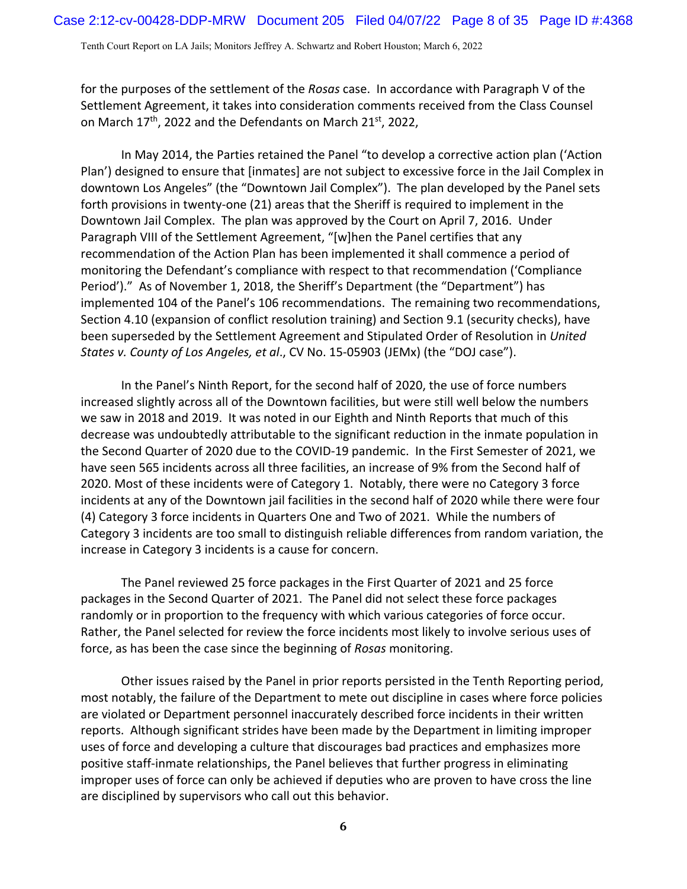for the purposes of the settlement of the *Rosas* case. In accordance with Paragraph V of the Settlement Agreement, it takes into consideration comments received from the Class Counsel on March 17th, 2022 and the Defendants on March 21st, 2022,

In May 2014, the Parties retained the Panel "to develop a corrective action plan ('Action Plan') designed to ensure that [inmates] are not subject to excessive force in the Jail Complex in downtown Los Angeles" (the "Downtown Jail Complex"). The plan developed by the Panel sets forth provisions in twenty-one (21) areas that the Sheriff is required to implement in the Downtown Jail Complex. The plan was approved by the Court on April 7, 2016. Under Paragraph VIII of the Settlement Agreement, "[w]hen the Panel certifies that any recommendation of the Action Plan has been implemented it shall commence a period of monitoring the Defendant's compliance with respect to that recommendation ('Compliance Period')." As of November 1, 2018, the Sheriff's Department (the "Department") has implemented 104 of the Panel's 106 recommendations. The remaining two recommendations, Section 4.10 (expansion of conflict resolution training) and Section 9.1 (security checks), have been superseded by the Settlement Agreement and Stipulated Order of Resolution in *United States v. County of Los Angeles, et al*., CV No. 15-05903 (JEMx) (the "DOJ case").

In the Panel's Ninth Report, for the second half of 2020, the use of force numbers increased slightly across all of the Downtown facilities, but were still well below the numbers we saw in 2018 and 2019. It was noted in our Eighth and Ninth Reports that much of this decrease was undoubtedly attributable to the significant reduction in the inmate population in the Second Quarter of 2020 due to the COVID-19 pandemic. In the First Semester of 2021, we have seen 565 incidents across all three facilities, an increase of 9% from the Second half of 2020. Most of these incidents were of Category 1. Notably, there were no Category 3 force incidents at any of the Downtown jail facilities in the second half of 2020 while there were four (4) Category 3 force incidents in Quarters One and Two of 2021. While the numbers of Category 3 incidents are too small to distinguish reliable differences from random variation, the increase in Category 3 incidents is a cause for concern.

The Panel reviewed 25 force packages in the First Quarter of 2021 and 25 force packages in the Second Quarter of 2021. The Panel did not select these force packages randomly or in proportion to the frequency with which various categories of force occur. Rather, the Panel selected for review the force incidents most likely to involve serious uses of force, as has been the case since the beginning of *Rosas* monitoring.

Other issues raised by the Panel in prior reports persisted in the Tenth Reporting period, most notably, the failure of the Department to mete out discipline in cases where force policies are violated or Department personnel inaccurately described force incidents in their written reports. Although significant strides have been made by the Department in limiting improper uses of force and developing a culture that discourages bad practices and emphasizes more positive staff-inmate relationships, the Panel believes that further progress in eliminating improper uses of force can only be achieved if deputies who are proven to have cross the line are disciplined by supervisors who call out this behavior.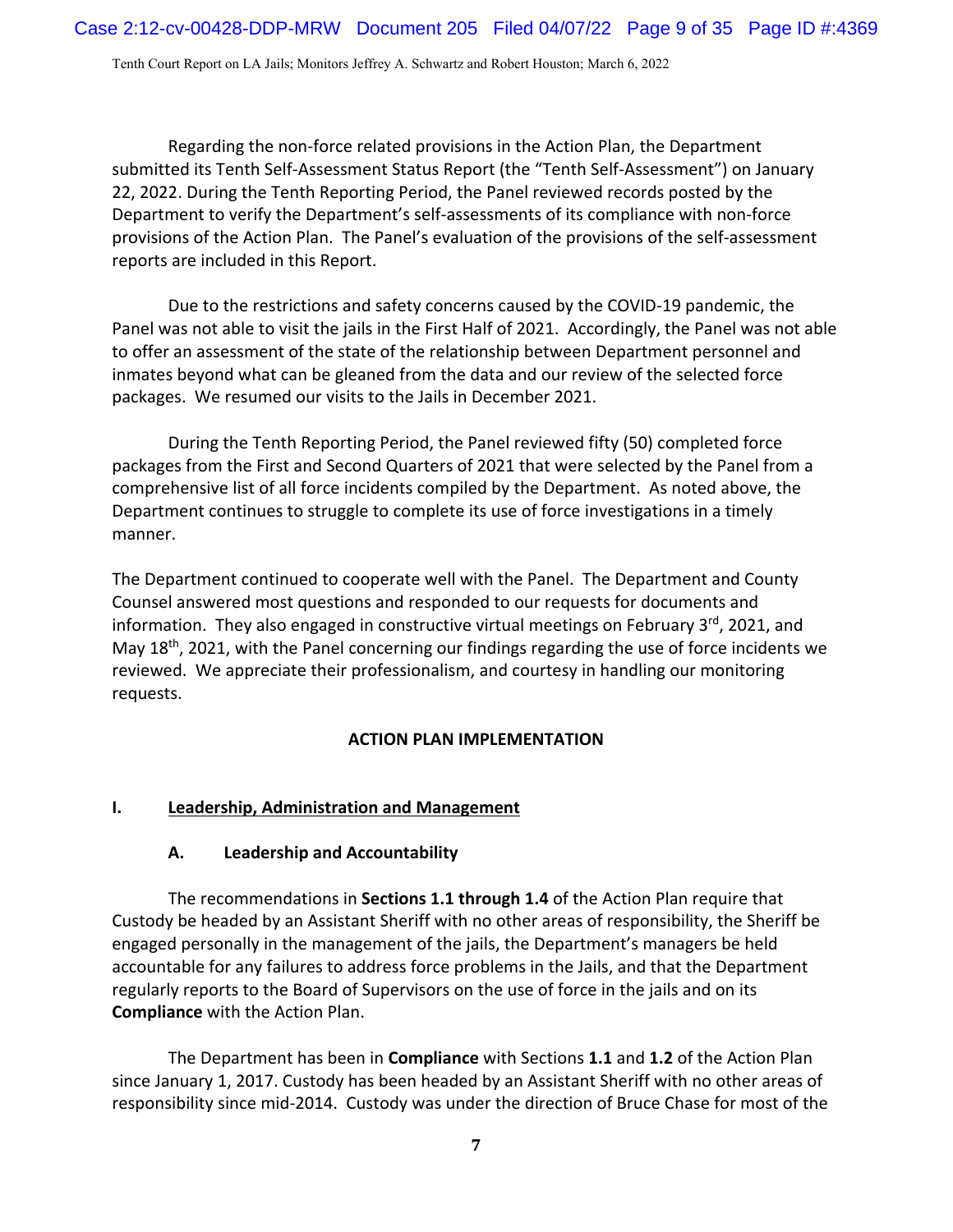Regarding the non-force related provisions in the Action Plan, the Department submitted its Tenth Self-Assessment Status Report (the "Tenth Self-Assessment") on January 22, 2022. During the Tenth Reporting Period, the Panel reviewed records posted by the Department to verify the Department's self-assessments of its compliance with non-force provisions of the Action Plan. The Panel's evaluation of the provisions of the self-assessment reports are included in this Report.

Due to the restrictions and safety concerns caused by the COVID-19 pandemic, the Panel was not able to visit the jails in the First Half of 2021. Accordingly, the Panel was not able to offer an assessment of the state of the relationship between Department personnel and inmates beyond what can be gleaned from the data and our review of the selected force packages. We resumed our visits to the Jails in December 2021.

During the Tenth Reporting Period, the Panel reviewed fifty (50) completed force packages from the First and Second Quarters of 2021 that were selected by the Panel from a comprehensive list of all force incidents compiled by the Department. As noted above, the Department continues to struggle to complete its use of force investigations in a timely manner.

The Department continued to cooperate well with the Panel. The Department and County Counsel answered most questions and responded to our requests for documents and information. They also engaged in constructive virtual meetings on February 3rd, 2021, and May 18th, 2021, with the Panel concerning our findings regarding the use of force incidents we reviewed. We appreciate their professionalism, and courtesy in handling our monitoring requests.

## ACTION PLAN IMPLEMENTATION

### I. Leadership, Administration and Management

#### A. Leadership and Accountability

The recommendations in **Sections 1.1 through 1.4** of the Action Plan require that Custody be headed by an Assistant Sheriff with no other areas of responsibility, the Sheriff be engaged personally in the management of the jails, the Department's managers be held accountable for any failures to address force problems in the Jails, and that the Department regularly reports to the Board of Supervisors on the use of force in the jails and on its **Compliance** with the Action Plan.

The Department has been in **Compliance** with Sections **1.1** and **1.2** of the Action Plan since January 1, 2017. Custody has been headed by an Assistant Sheriff with no other areas of responsibility since mid-2014. Custody was under the direction of Bruce Chase for most of the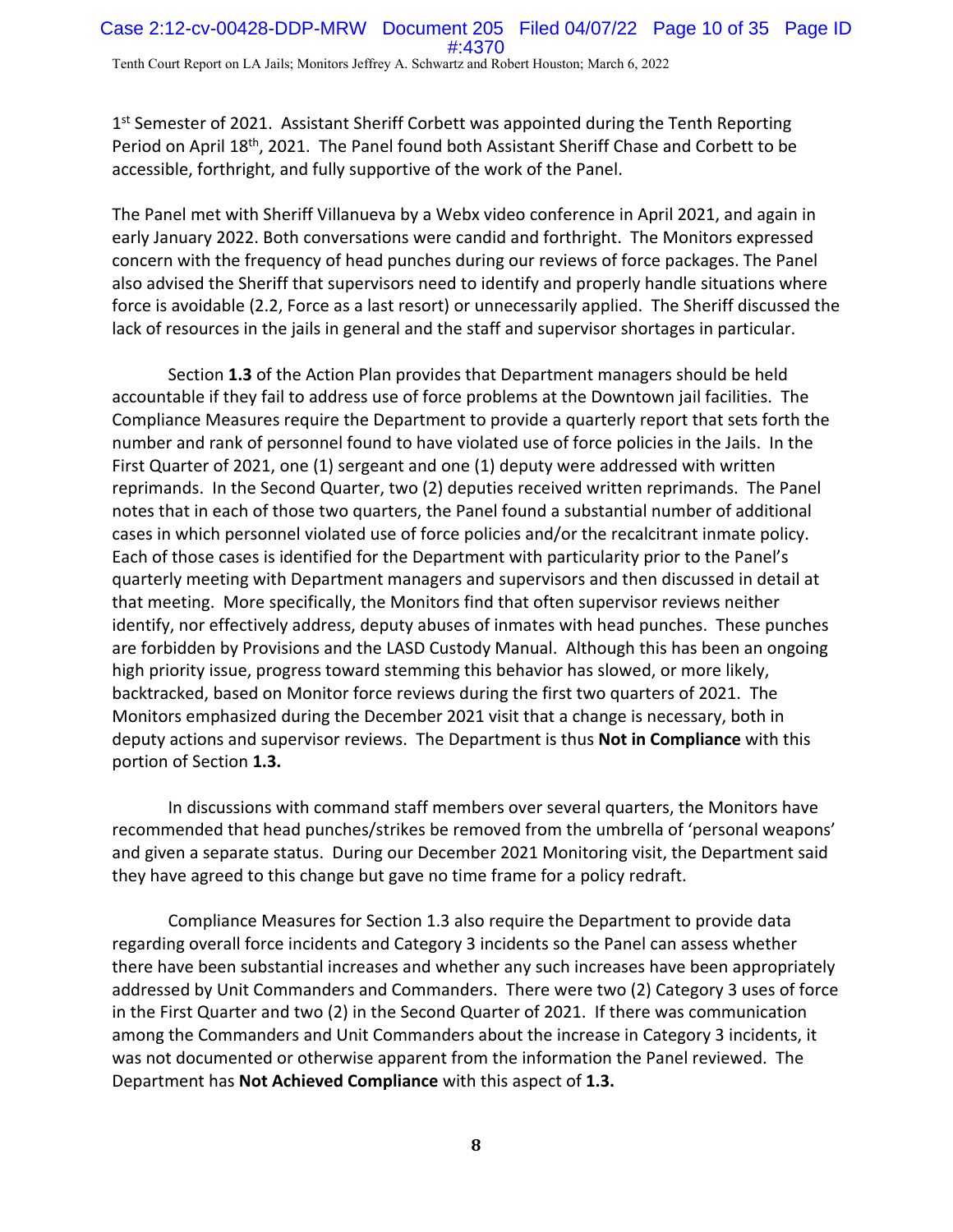1st Semester of 2021. Assistant Sheriff Corbett was appointed during the Tenth Reporting Period on April 18th, 2021. The Panel found both Assistant Sheriff Chase and Corbett to be accessible, forthright, and fully supportive of the work of the Panel.

The Panel met with Sheriff Villanueva by a Webx video conference in April 2021, and again in early January 2022. Both conversations were candid and forthright. The Monitors expressed concern with the frequency of head punches during our reviews of force packages. The Panel also advised the Sheriff that supervisors need to identify and properly handle situations where force is avoidable (2.2, Force as a last resort) or unnecessarily applied. The Sheriff discussed the lack of resources in the jails in general and the staff and supervisor shortages in particular.

Section **1.3** of the Action Plan provides that Department managers should be held accountable if they fail to address use of force problems at the Downtown jail facilities. The Compliance Measures require the Department to provide a quarterly report that sets forth the number and rank of personnel found to have violated use of force policies in the Jails. In the First Quarter of 2021, one (1) sergeant and one (1) deputy were addressed with written reprimands. In the Second Quarter, two (2) deputies received written reprimands. The Panel notes that in each of those two quarters, the Panel found a substantial number of additional cases in which personnel violated use of force policies and/or the recalcitrant inmate policy. Each of those cases is identified for the Department with particularity prior to the Panel's quarterly meeting with Department managers and supervisors and then discussed in detail at that meeting. More specifically, the Monitors find that often supervisor reviews neither identify, nor effectively address, deputy abuses of inmates with head punches. These punches are forbidden by Provisions and the LASD Custody Manual. Although this has been an ongoing high priority issue, progress toward stemming this behavior has slowed, or more likely, backtracked, based on Monitor force reviews during the first two quarters of 2021. The Monitors emphasized during the December 2021 visit that a change is necessary, both in deputy actions and supervisor reviews. The Department is thus **Not in Compliance** with this portion of Section **1.3.**

In discussions with command staff members over several quarters, the Monitors have recommended that head punches/strikes be removed from the umbrella of 'personal weapons' and given a separate status. During our December 2021 Monitoring visit, the Department said they have agreed to this change but gave no time frame for a policy redraft.

Compliance Measures for Section 1.3 also require the Department to provide data regarding overall force incidents and Category 3 incidents so the Panel can assess whether there have been substantial increases and whether any such increases have been appropriately addressed by Unit Commanders and Commanders. There were two (2) Category 3 uses of force in the First Quarter and two (2) in the Second Quarter of 2021. If there was communication among the Commanders and Unit Commanders about the increase in Category 3 incidents, it was not documented or otherwise apparent from the information the Panel reviewed. The Department has **Not Achieved Compliance** with this aspect of **1.3.**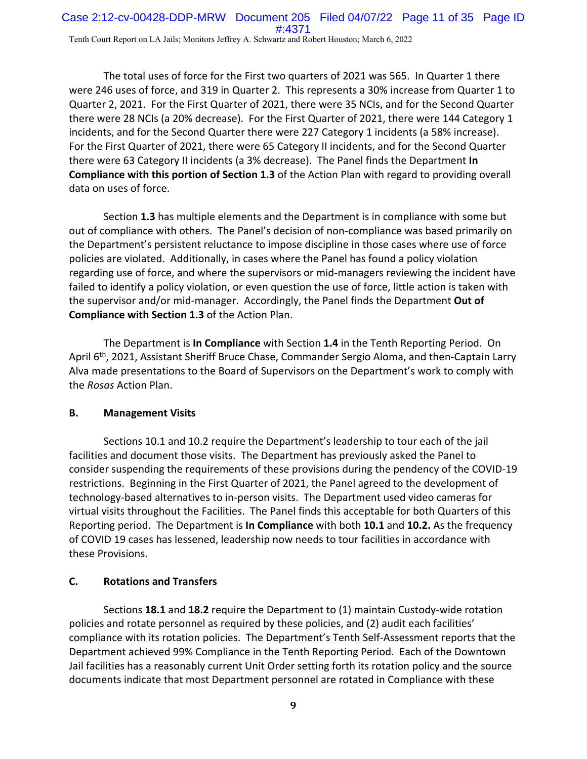The total uses of force for the First two quarters of 2021 was 565. In Quarter 1 there were 246 uses of force, and 319 in Quarter 2. This represents a 30% increase from Quarter 1 to Quarter 2, 2021. For the First Quarter of 2021, there were 35 NCIs, and for the Second Quarter there were 28 NCIs (a 20% decrease). For the First Quarter of 2021, there were 144 Category 1 incidents, and for the Second Quarter there were 227 Category 1 incidents (a 58% increase). For the First Quarter of 2021, there were 65 Category II incidents, and for the Second Quarter there were 63 Category II incidents (a 3% decrease). The Panel finds the Department **In Compliance with this portion of Section 1.3** of the Action Plan with regard to providing overall data on uses of force.

Section **1.3** has multiple elements and the Department is in compliance with some but out of compliance with others. The Panel's decision of non-compliance was based primarily on the Department's persistent reluctance to impose discipline in those cases where use of force policies are violated. Additionally, in cases where the Panel has found a policy violation regarding use of force, and where the supervisors or mid-managers reviewing the incident have failed to identify a policy violation, or even question the use of force, little action is taken with the supervisor and/or mid-manager. Accordingly, the Panel finds the Department **Out of Compliance with Section 1.3** of the Action Plan.

The Department is **In Compliance** with Section **1.4** in the Tenth Reporting Period. On April 6th, 2021, Assistant Sheriff Bruce Chase, Commander Sergio Aloma, and then-Captain Larry Alva made presentations to the Board of Supervisors on the Department's work to comply with the *Rosas* Action Plan.

## B. Management Visits

Sections 10.1 and 10.2 require the Department's leadership to tour each of the jail facilities and document those visits. The Department has previously asked the Panel to consider suspending the requirements of these provisions during the pendency of the COVID-19 restrictions. Beginning in the First Quarter of 2021, the Panel agreed to the development of technology-based alternatives to in-person visits. The Department used video cameras for virtual visits throughout the Facilities. The Panel finds this acceptable for both Quarters of this Reporting period. The Department is **In Compliance** with both **10.1** and **10.2.** As the frequency of COVID 19 cases has lessened, leadership now needs to tour facilities in accordance with these Provisions.

## C. Rotations and Transfers

Sections **18.1** and **18.2** require the Department to (1) maintain Custody-wide rotation policies and rotate personnel as required by these policies, and (2) audit each facilities' compliance with its rotation policies. The Department's Tenth Self-Assessment reports that the Department achieved 99% Compliance in the Tenth Reporting Period. Each of the Downtown Jail facilities has a reasonably current Unit Order setting forth its rotation policy and the source documents indicate that most Department personnel are rotated in Compliance with these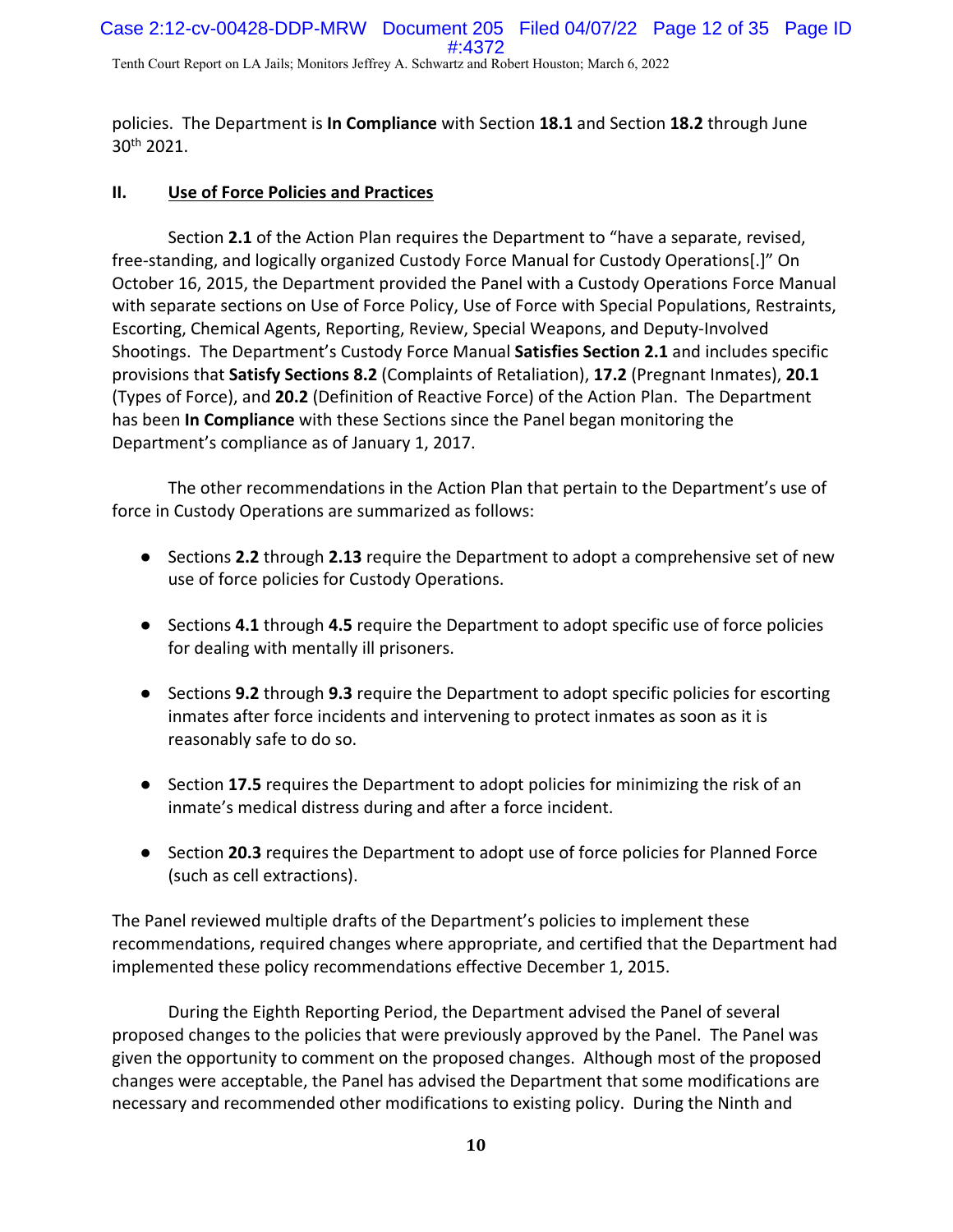policies. The Department is **In Compliance** with Section **18.1** and Section **18.2** through June 30th 2021.

## II. Use of Force Policies and Practices

Section **2.1** of the Action Plan requires the Department to "have a separate, revised, free-standing, and logically organized Custody Force Manual for Custody Operations[.]" On October 16, 2015, the Department provided the Panel with a Custody Operations Force Manual with separate sections on Use of Force Policy, Use of Force with Special Populations, Restraints, Escorting, Chemical Agents, Reporting, Review, Special Weapons, and Deputy-Involved Shootings. The Department's Custody Force Manual **Satisfies Section 2.1** and includes specific provisions that **Satisfy Sections 8.2** (Complaints of Retaliation), **17.2** (Pregnant Inmates), **20.1** (Types of Force), and **20.2** (Definition of Reactive Force) of the Action Plan. The Department has been **In Compliance** with these Sections since the Panel began monitoring the Department's compliance as of January 1, 2017.

The other recommendations in the Action Plan that pertain to the Department's use of force in Custody Operations are summarized as follows:

- Sections **2.2** through **2.13** require the Department to adopt a comprehensive set of new use of force policies for Custody Operations.
- Sections **4.1** through **4.5** require the Department to adopt specific use of force policies for dealing with mentally ill prisoners.
- Sections **9.2** through **9.3** require the Department to adopt specific policies for escorting inmates after force incidents and intervening to protect inmates as soon as it is reasonably safe to do so.
- Section **17.5** requires the Department to adopt policies for minimizing the risk of an inmate's medical distress during and after a force incident.
- Section **20.3** requires the Department to adopt use of force policies for Planned Force (such as cell extractions).

The Panel reviewed multiple drafts of the Department's policies to implement these recommendations, required changes where appropriate, and certified that the Department had implemented these policy recommendations effective December 1, 2015.

During the Eighth Reporting Period, the Department advised the Panel of several proposed changes to the policies that were previously approved by the Panel. The Panel was given the opportunity to comment on the proposed changes. Although most of the proposed changes were acceptable, the Panel has advised the Department that some modifications are necessary and recommended other modifications to existing policy. During the Ninth and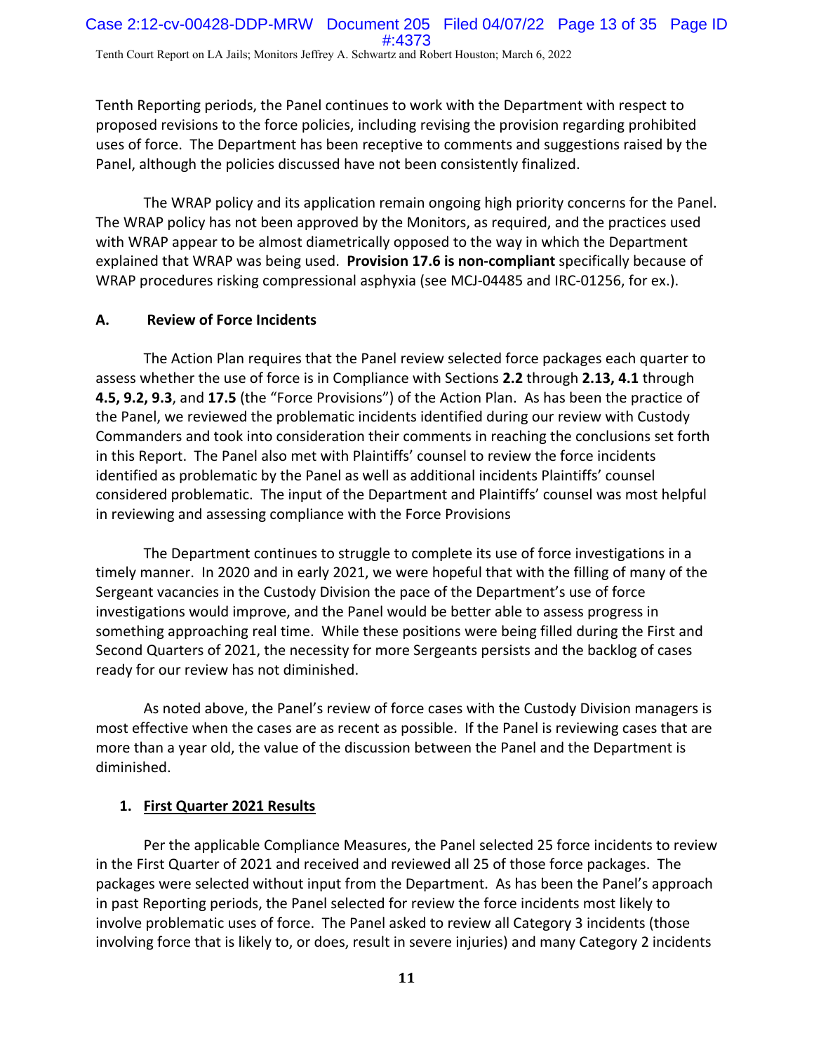Tenth Reporting periods, the Panel continues to work with the Department with respect to proposed revisions to the force policies, including revising the provision regarding prohibited uses of force. The Department has been receptive to comments and suggestions raised by the Panel, although the policies discussed have not been consistently finalized.

The WRAP policy and its application remain ongoing high priority concerns for the Panel. The WRAP policy has not been approved by the Monitors, as required, and the practices used with WRAP appear to be almost diametrically opposed to the way in which the Department explained that WRAP was being used. **Provision 17.6 is non-compliant** specifically because of WRAP procedures risking compressional asphyxia (see MCJ-04485 and IRC-01256, for ex.).

## A. Review of Force Incidents

The Action Plan requires that the Panel review selected force packages each quarter to assess whether the use of force is in Compliance with Sections **2.2** through **2.13, 4.1** through **4.5, 9.2, 9.3**, and **17.5** (the "Force Provisions") of the Action Plan. As has been the practice of the Panel, we reviewed the problematic incidents identified during our review with Custody Commanders and took into consideration their comments in reaching the conclusions set forth in this Report. The Panel also met with Plaintiffs' counsel to review the force incidents identified as problematic by the Panel as well as additional incidents Plaintiffs' counsel considered problematic. The input of the Department and Plaintiffs' counsel was most helpful in reviewing and assessing compliance with the Force Provisions

The Department continues to struggle to complete its use of force investigations in a timely manner. In 2020 and in early 2021, we were hopeful that with the filling of many of the Sergeant vacancies in the Custody Division the pace of the Department's use of force investigations would improve, and the Panel would be better able to assess progress in something approaching real time. While these positions were being filled during the First and Second Quarters of 2021, the necessity for more Sergeants persists and the backlog of cases ready for our review has not diminished.

As noted above, the Panel's review of force cases with the Custody Division managers is most effective when the cases are as recent as possible. If the Panel is reviewing cases that are more than a year old, the value of the discussion between the Panel and the Department is diminished.

### 1. <u>First Quarter 2021 Results</u>

Per the applicable Compliance Measures, the Panel selected 25 force incidents to review in the First Quarter of 2021 and received and reviewed all 25 of those force packages. The packages were selected without input from the Department. As has been the Panel's approach in past Reporting periods, the Panel selected for review the force incidents most likely to involve problematic uses of force. The Panel asked to review all Category 3 incidents (those involving force that is likely to, or does, result in severe injuries) and many Category 2 incidents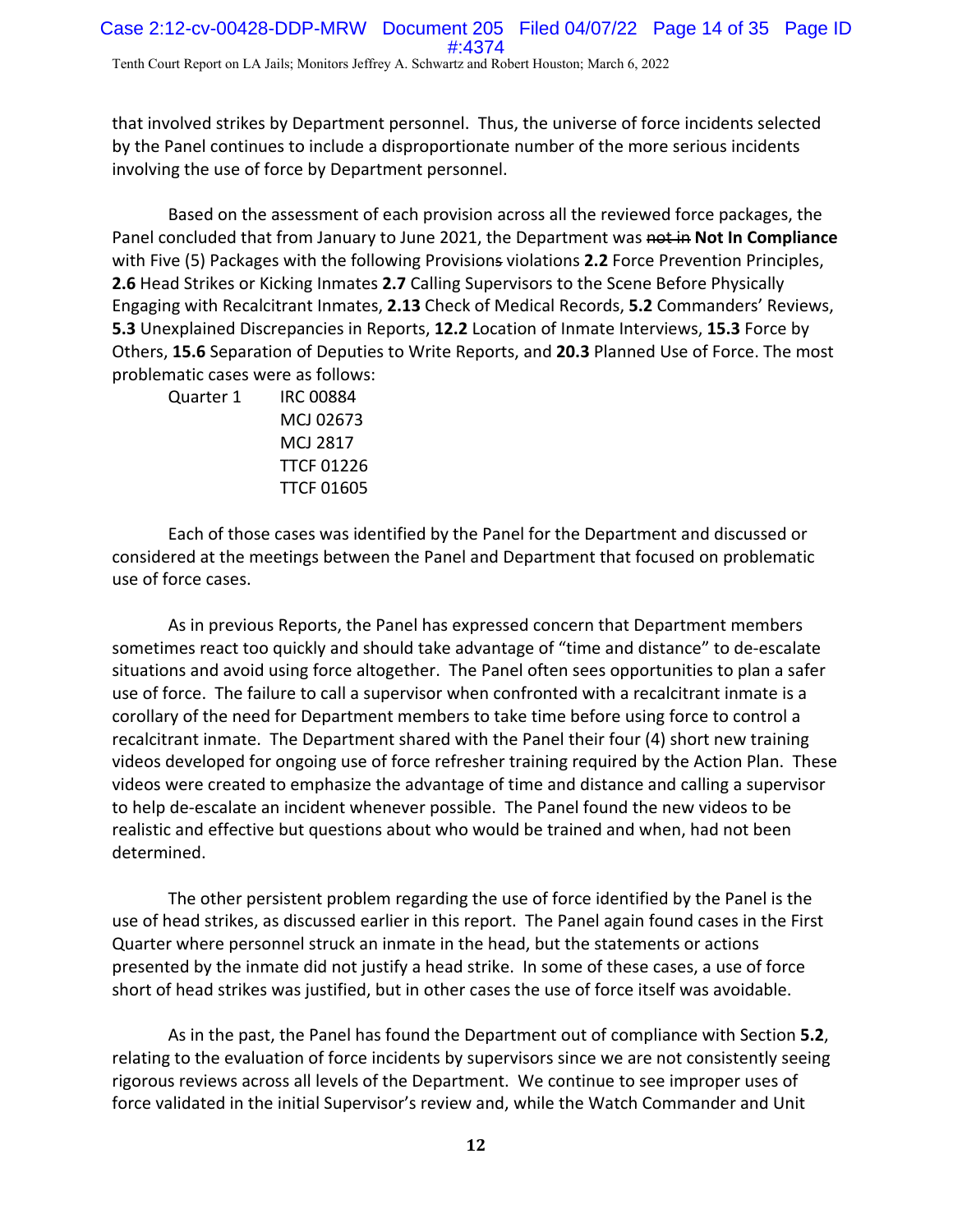that involved strikes by Department personnel. Thus, the universe of force incidents selected by the Panel continues to include a disproportionate number of the more serious incidents involving the use of force by Department personnel.

Based on the assessment of each provision across all the reviewed force packages, the Panel concluded that from January to June 2021, the Department was ~~not in~~ **Not In Compliance** with Five (5) Packages with the following Provision~~s~~ violations **2.2** Force Prevention Principles, **2.6** Head Strikes or Kicking Inmates **2.7** Calling Supervisors to the Scene Before Physically Engaging with Recalcitrant Inmates, **2.13** Check of Medical Records, **5.2** Commanders' Reviews, **5.3** Unexplained Discrepancies in Reports, **12.2** Location of Inmate Interviews, **15.3** Force by Others, **15.6** Separation of Deputies to Write Reports, and **20.3** Planned Use of Force. The most problematic cases were as follows:

Quarter 1 IRC 00884
MCJ 02673
MCJ 2817
TTCF 01226
TTCF 01605

Each of those cases was identified by the Panel for the Department and discussed or considered at the meetings between the Panel and Department that focused on problematic use of force cases.

As in previous Reports, the Panel has expressed concern that Department members sometimes react too quickly and should take advantage of "time and distance" to de-escalate situations and avoid using force altogether. The Panel often sees opportunities to plan a safer use of force. The failure to call a supervisor when confronted with a recalcitrant inmate is a corollary of the need for Department members to take time before using force to control a recalcitrant inmate. The Department shared with the Panel their four (4) short new training videos developed for ongoing use of force refresher training required by the Action Plan. These videos were created to emphasize the advantage of time and distance and calling a supervisor to help de-escalate an incident whenever possible. The Panel found the new videos to be realistic and effective but questions about who would be trained and when, had not been determined.

The other persistent problem regarding the use of force identified by the Panel is the use of head strikes, as discussed earlier in this report. The Panel again found cases in the First Quarter where personnel struck an inmate in the head, but the statements or actions presented by the inmate did not justify a head strike. In some of these cases, a use of force short of head strikes was justified, but in other cases the use of force itself was avoidable.

As in the past, the Panel has found the Department out of compliance with Section **5.2**, relating to the evaluation of force incidents by supervisors since we are not consistently seeing rigorous reviews across all levels of the Department. We continue to see improper uses of force validated in the initial Supervisor's review and, while the Watch Commander and Unit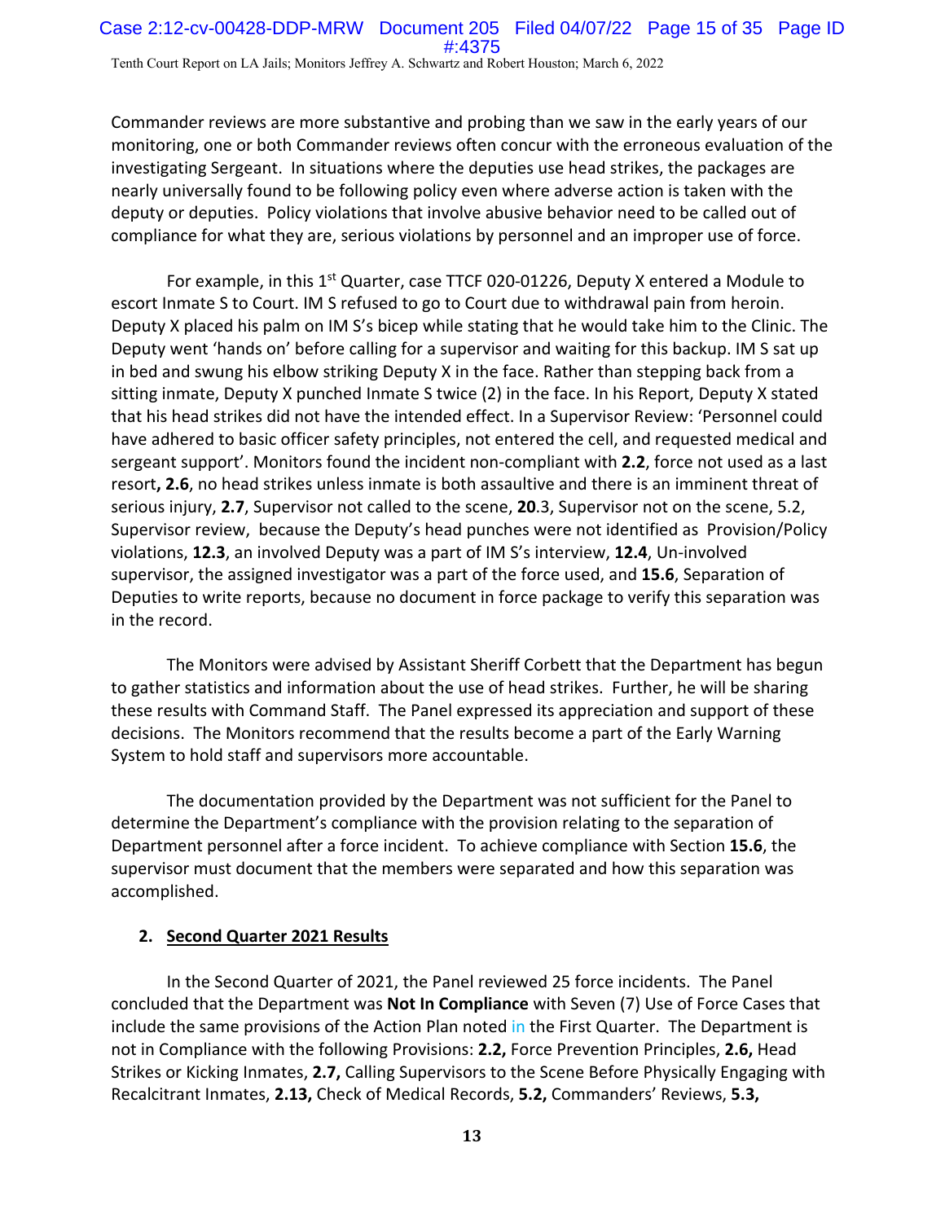Commander reviews are more substantive and probing than we saw in the early years of our monitoring, one or both Commander reviews often concur with the erroneous evaluation of the investigating Sergeant. In situations where the deputies use head strikes, the packages are nearly universally found to be following policy even where adverse action is taken with the deputy or deputies. Policy violations that involve abusive behavior need to be called out of compliance for what they are, serious violations by personnel and an improper use of force.

For example, in this 1st Quarter, case TTCF 020-01226, Deputy X entered a Module to escort Inmate S to Court. IM S refused to go to Court due to withdrawal pain from heroin. Deputy X placed his palm on IM S's bicep while stating that he would take him to the Clinic. The Deputy went 'hands on' before calling for a supervisor and waiting for this backup. IM S sat up in bed and swung his elbow striking Deputy X in the face. Rather than stepping back from a sitting inmate, Deputy X punched Inmate S twice (2) in the face. In his Report, Deputy X stated that his head strikes did not have the intended effect. In a Supervisor Review: 'Personnel could have adhered to basic officer safety principles, not entered the cell, and requested medical and sergeant support'. Monitors found the incident non-compliant with **2.2**, force not used as a last resort**, 2.6**, no head strikes unless inmate is both assaultive and there is an imminent threat of serious injury, **2.7**, Supervisor not called to the scene, **20**.3, Supervisor not on the scene, 5.2, Supervisor review, because the Deputy's head punches were not identified as Provision/Policy violations, **12.3**, an involved Deputy was a part of IM S's interview, **12.4**, Un-involved supervisor, the assigned investigator was a part of the force used, and **15.6**, Separation of Deputies to write reports, because no document in force package to verify this separation was in the record.

The Monitors were advised by Assistant Sheriff Corbett that the Department has begun to gather statistics and information about the use of head strikes. Further, he will be sharing these results with Command Staff. The Panel expressed its appreciation and support of these decisions. The Monitors recommend that the results become a part of the Early Warning System to hold staff and supervisors more accountable.

The documentation provided by the Department was not sufficient for the Panel to determine the Department's compliance with the provision relating to the separation of Department personnel after a force incident. To achieve compliance with Section **15.6**, the supervisor must document that the members were separated and how this separation was accomplished.

#### 2. Second Quarter 2021 Results

In the Second Quarter of 2021, the Panel reviewed 25 force incidents. The Panel concluded that the Department was **Not In Compliance** with Seven (7) Use of Force Cases that include the same provisions of the Action Plan noted in the First Quarter. The Department is not in Compliance with the following Provisions: **2.2,** Force Prevention Principles, **2.6,** Head Strikes or Kicking Inmates, **2.7,** Calling Supervisors to the Scene Before Physically Engaging with Recalcitrant Inmates, **2.13,** Check of Medical Records, **5.2,** Commanders' Reviews, **5.3,**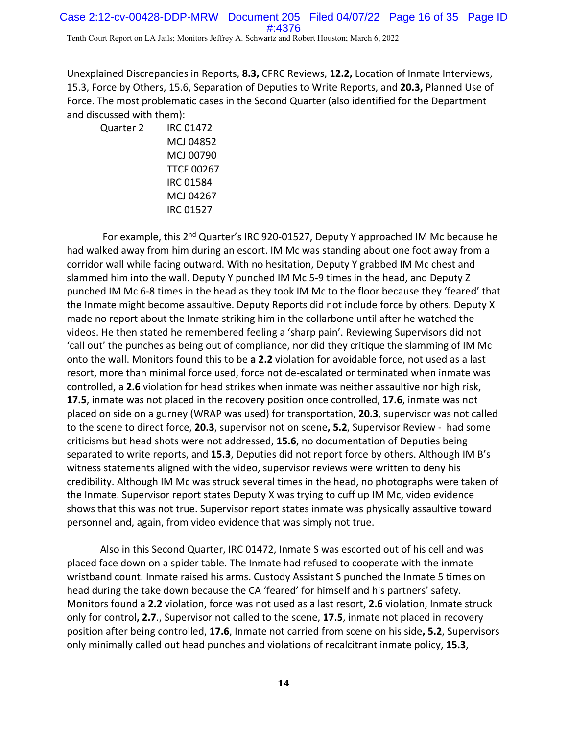Unexplained Discrepancies in Reports, **8.3,** CFRC Reviews, **12.2,** Location of Inmate Interviews, 15.3, Force by Others, 15.6, Separation of Deputies to Write Reports, and **20.3,** Planned Use of Force. The most problematic cases in the Second Quarter (also identified for the Department and discussed with them):

| | |
|---|---|
| Quarter 2 | IRC 01472 |
| | MCJ 04852 |
| | MCJ 00790 |
| | TTCF 00267 |
| | IRC 01584 |
| | MCJ 04267 |
| | IRC 01527 |

For example, this 2nd Quarter's IRC 920-01527, Deputy Y approached IM Mc because he had walked away from him during an escort. IM Mc was standing about one foot away from a corridor wall while facing outward. With no hesitation, Deputy Y grabbed IM Mc chest and slammed him into the wall. Deputy Y punched IM Mc 5-9 times in the head, and Deputy Z punched IM Mc 6-8 times in the head as they took IM Mc to the floor because they 'feared' that the Inmate might become assaultive. Deputy Reports did not include force by others. Deputy X made no report about the Inmate striking him in the collarbone until after he watched the videos. He then stated he remembered feeling a 'sharp pain'. Reviewing Supervisors did not 'call out' the punches as being out of compliance, nor did they critique the slamming of IM Mc onto the wall. Monitors found this to be **a 2.2** violation for avoidable force, not used as a last resort, more than minimal force used, force not de-escalated or terminated when inmate was controlled, a **2.6** violation for head strikes when inmate was neither assaultive nor high risk, **17.5**, inmate was not placed in the recovery position once controlled, **17.6**, inmate was not placed on side on a gurney (WRAP was used) for transportation, **20.3**, supervisor was not called to the scene to direct force, **20.3**, supervisor not on scene**, 5.2**, Supervisor Review - had some criticisms but head shots were not addressed, **15.6**, no documentation of Deputies being separated to write reports, and **15.3**, Deputies did not report force by others. Although IM B's witness statements aligned with the video, supervisor reviews were written to deny his credibility. Although IM Mc was struck several times in the head, no photographs were taken of the Inmate. Supervisor report states Deputy X was trying to cuff up IM Mc, video evidence shows that this was not true. Supervisor report states inmate was physically assaultive toward personnel and, again, from video evidence that was simply not true.

Also in this Second Quarter, IRC 01472, Inmate S was escorted out of his cell and was placed face down on a spider table. The Inmate had refused to cooperate with the inmate wristband count. Inmate raised his arms. Custody Assistant S punched the Inmate 5 times on head during the take down because the CA 'feared' for himself and his partners' safety. Monitors found a **2.2** violation, force was not used as a last resort, **2.6** violation, Inmate struck only for control**, 2.7**., Supervisor not called to the scene, **17.5**, inmate not placed in recovery position after being controlled, **17.6**, Inmate not carried from scene on his side**, 5.2**, Supervisors only minimally called out head punches and violations of recalcitrant inmate policy, **15.3**,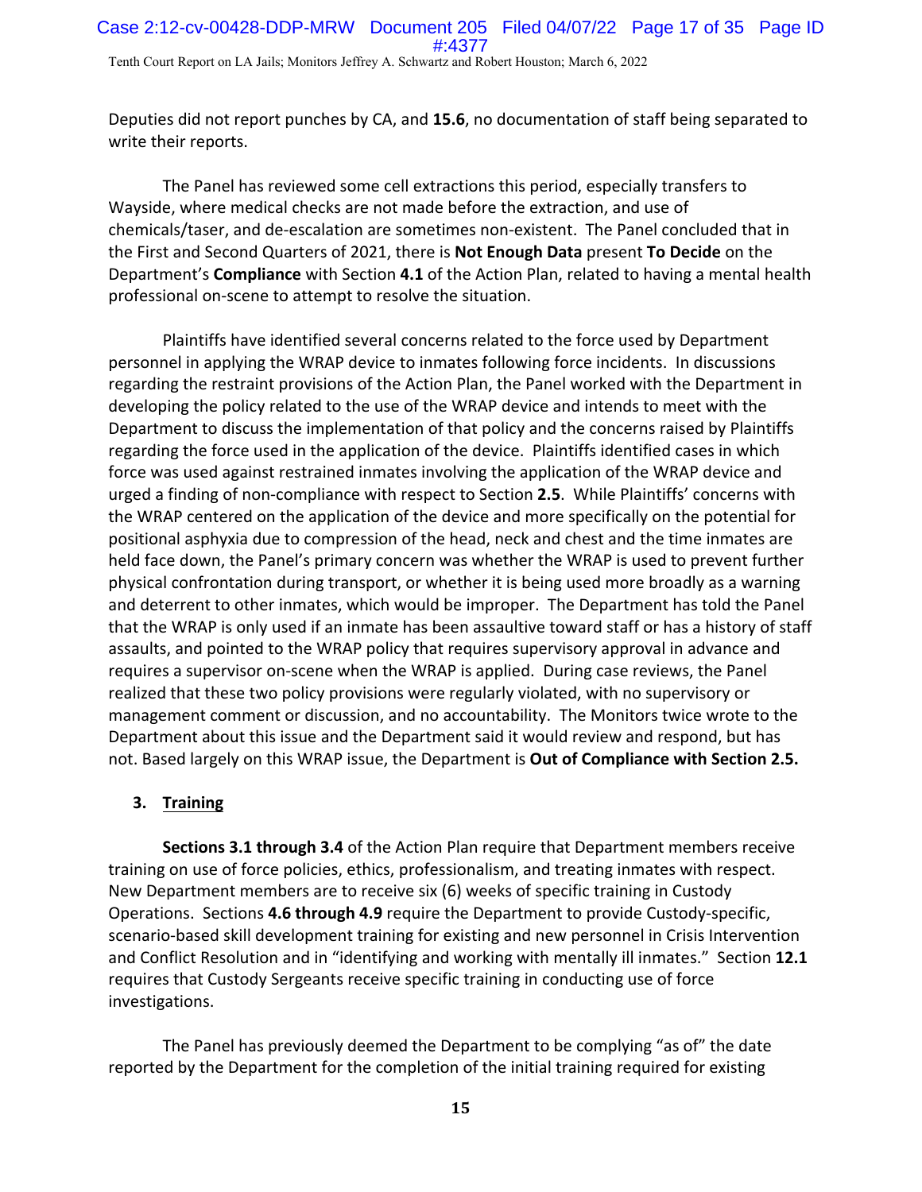Deputies did not report punches by CA, and **15.6**, no documentation of staff being separated to write their reports.

The Panel has reviewed some cell extractions this period, especially transfers to Wayside, where medical checks are not made before the extraction, and use of chemicals/taser, and de-escalation are sometimes non-existent. The Panel concluded that in the First and Second Quarters of 2021, there is **Not Enough Data** present **To Decide** on the Department's **Compliance** with Section **4.1** of the Action Plan, related to having a mental health professional on-scene to attempt to resolve the situation.

Plaintiffs have identified several concerns related to the force used by Department personnel in applying the WRAP device to inmates following force incidents. In discussions regarding the restraint provisions of the Action Plan, the Panel worked with the Department in developing the policy related to the use of the WRAP device and intends to meet with the Department to discuss the implementation of that policy and the concerns raised by Plaintiffs regarding the force used in the application of the device. Plaintiffs identified cases in which force was used against restrained inmates involving the application of the WRAP device and urged a finding of non-compliance with respect to Section **2.5**. While Plaintiffs' concerns with the WRAP centered on the application of the device and more specifically on the potential for positional asphyxia due to compression of the head, neck and chest and the time inmates are held face down, the Panel's primary concern was whether the WRAP is used to prevent further physical confrontation during transport, or whether it is being used more broadly as a warning and deterrent to other inmates, which would be improper. The Department has told the Panel that the WRAP is only used if an inmate has been assaultive toward staff or has a history of staff assaults, and pointed to the WRAP policy that requires supervisory approval in advance and requires a supervisor on-scene when the WRAP is applied. During case reviews, the Panel realized that these two policy provisions were regularly violated, with no supervisory or management comment or discussion, and no accountability. The Monitors twice wrote to the Department about this issue and the Department said it would review and respond, but has not. Based largely on this WRAP issue, the Department is **Out of Compliance with Section 2.5.**

### 3. Training

**Sections 3.1 through 3.4** of the Action Plan require that Department members receive training on use of force policies, ethics, professionalism, and treating inmates with respect. New Department members are to receive six (6) weeks of specific training in Custody Operations. Sections **4.6 through 4.9** require the Department to provide Custody-specific, scenario-based skill development training for existing and new personnel in Crisis Intervention and Conflict Resolution and in "identifying and working with mentally ill inmates." Section **12.1** requires that Custody Sergeants receive specific training in conducting use of force investigations.

The Panel has previously deemed the Department to be complying "as of" the date reported by the Department for the completion of the initial training required for existing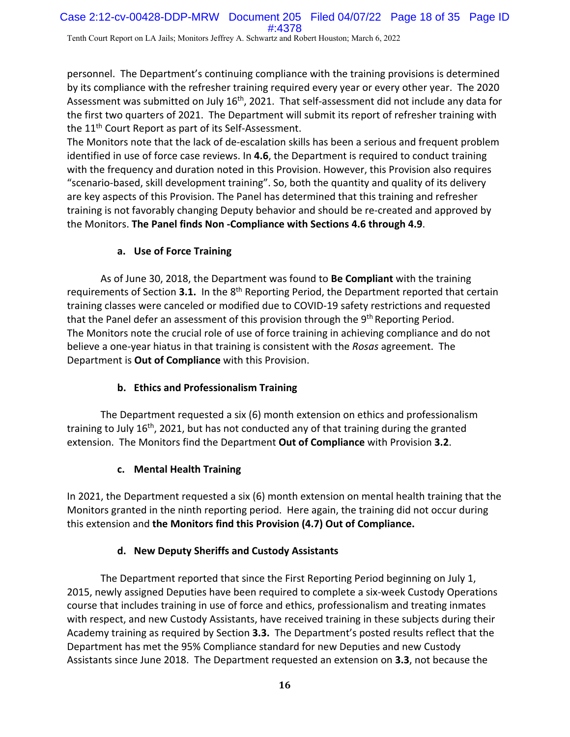personnel. The Department's continuing compliance with the training provisions is determined by its compliance with the refresher training required every year or every other year. The 2020 Assessment was submitted on July 16th, 2021. That self-assessment did not include any data for the first two quarters of 2021. The Department will submit its report of refresher training with the 11th Court Report as part of its Self-Assessment.
The Monitors note that the lack of de-escalation skills has been a serious and frequent problem identified in use of force case reviews. In **4.6**, the Department is required to conduct training with the frequency and duration noted in this Provision. However, this Provision also requires "scenario-based, skill development training". So, both the quantity and quality of its delivery are key aspects of this Provision. The Panel has determined that this training and refresher training is not favorably changing Deputy behavior and should be re-created and approved by the Monitors. **The Panel finds Non -Compliance with Sections 4.6 through 4.9**.

### a. Use of Force Training

As of June 30, 2018, the Department was found to **Be Compliant** with the training requirements of Section **3.1.** In the 8th Reporting Period, the Department reported that certain training classes were canceled or modified due to COVID-19 safety restrictions and requested that the Panel defer an assessment of this provision through the 9th Reporting Period.
The Monitors note the crucial role of use of force training in achieving compliance and do not believe a one-year hiatus in that training is consistent with the *Rosas* agreement. The Department is **Out of Compliance** with this Provision.

### b. Ethics and Professionalism Training

The Department requested a six (6) month extension on ethics and professionalism training to July 16th, 2021, but has not conducted any of that training during the granted extension. The Monitors find the Department **Out of Compliance** with Provision **3.2**.

### c. Mental Health Training

In 2021, the Department requested a six (6) month extension on mental health training that the Monitors granted in the ninth reporting period. Here again, the training did not occur during this extension and **the Monitors find this Provision (4.7) Out of Compliance.**

### d. New Deputy Sheriffs and Custody Assistants

The Department reported that since the First Reporting Period beginning on July 1, 2015, newly assigned Deputies have been required to complete a six-week Custody Operations course that includes training in use of force and ethics, professionalism and treating inmates with respect, and new Custody Assistants, have received training in these subjects during their Academy training as required by Section **3.3.** The Department's posted results reflect that the Department has met the 95% Compliance standard for new Deputies and new Custody Assistants since June 2018. The Department requested an extension on **3.3**, not because the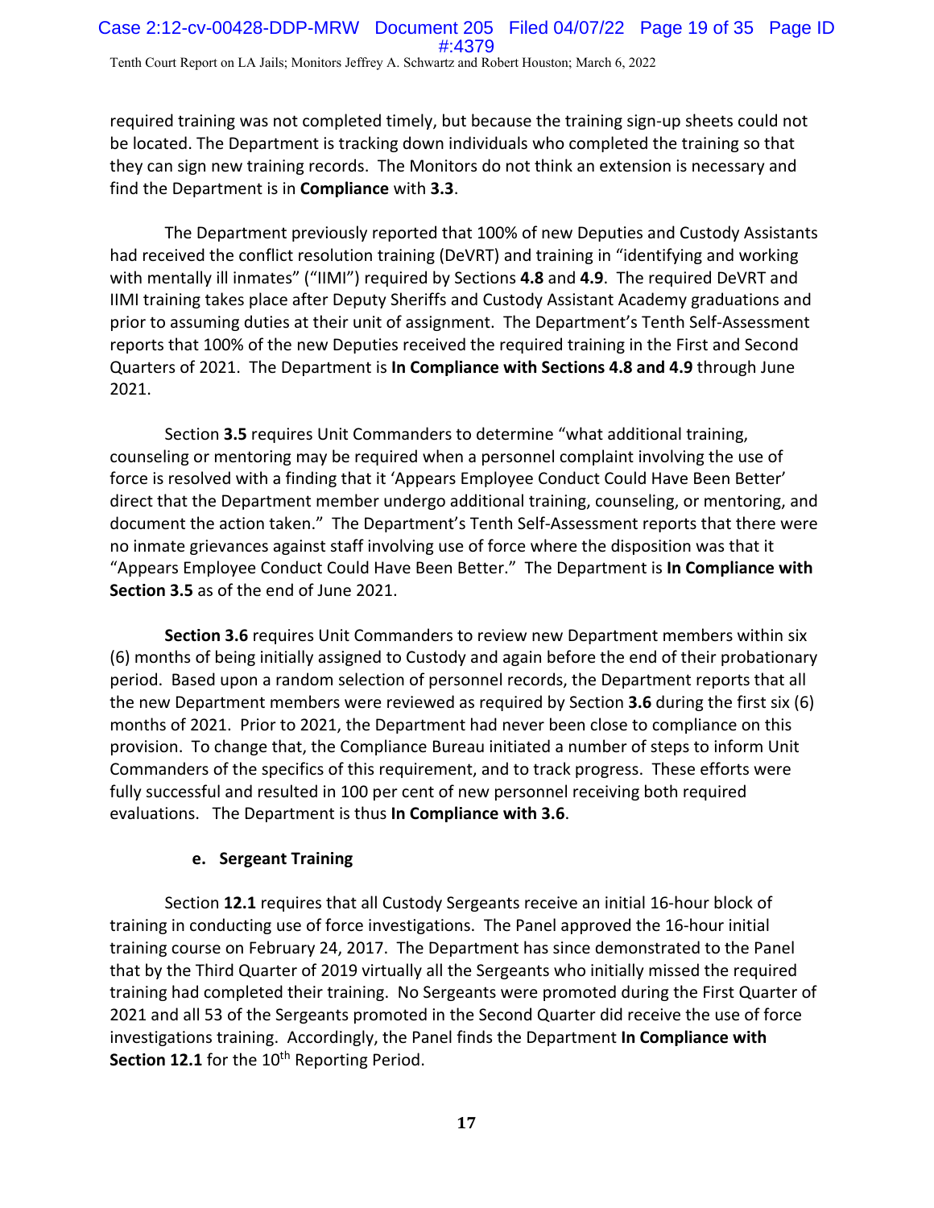required training was not completed timely, but because the training sign-up sheets could not be located. The Department is tracking down individuals who completed the training so that they can sign new training records. The Monitors do not think an extension is necessary and find the Department is in **Compliance** with **3.3**.

The Department previously reported that 100% of new Deputies and Custody Assistants had received the conflict resolution training (DeVRT) and training in "identifying and working with mentally ill inmates" ("IIMI") required by Sections **4.8** and **4.9**. The required DeVRT and IIMI training takes place after Deputy Sheriffs and Custody Assistant Academy graduations and prior to assuming duties at their unit of assignment. The Department's Tenth Self-Assessment reports that 100% of the new Deputies received the required training in the First and Second Quarters of 2021. The Department is **In Compliance with Sections 4.8 and 4.9** through June 2021.

Section **3.5** requires Unit Commanders to determine "what additional training, counseling or mentoring may be required when a personnel complaint involving the use of force is resolved with a finding that it 'Appears Employee Conduct Could Have Been Better' direct that the Department member undergo additional training, counseling, or mentoring, and document the action taken." The Department's Tenth Self-Assessment reports that there were no inmate grievances against staff involving use of force where the disposition was that it "Appears Employee Conduct Could Have Been Better." The Department is **In Compliance with Section 3.5** as of the end of June 2021.

**Section 3.6** requires Unit Commanders to review new Department members within six (6) months of being initially assigned to Custody and again before the end of their probationary period. Based upon a random selection of personnel records, the Department reports that all the new Department members were reviewed as required by Section **3.6** during the first six (6) months of 2021. Prior to 2021, the Department had never been close to compliance on this provision. To change that, the Compliance Bureau initiated a number of steps to inform Unit Commanders of the specifics of this requirement, and to track progress. These efforts were fully successful and resulted in 100 per cent of new personnel receiving both required evaluations. The Department is thus **In Compliance with 3.6**.

#### e. Sergeant Training

Section **12.1** requires that all Custody Sergeants receive an initial 16-hour block of training in conducting use of force investigations. The Panel approved the 16-hour initial training course on February 24, 2017. The Department has since demonstrated to the Panel that by the Third Quarter of 2019 virtually all the Sergeants who initially missed the required training had completed their training. No Sergeants were promoted during the First Quarter of 2021 and all 53 of the Sergeants promoted in the Second Quarter did receive the use of force investigations training. Accordingly, the Panel finds the Department **In Compliance with Section 12.1** for the 10th Reporting Period.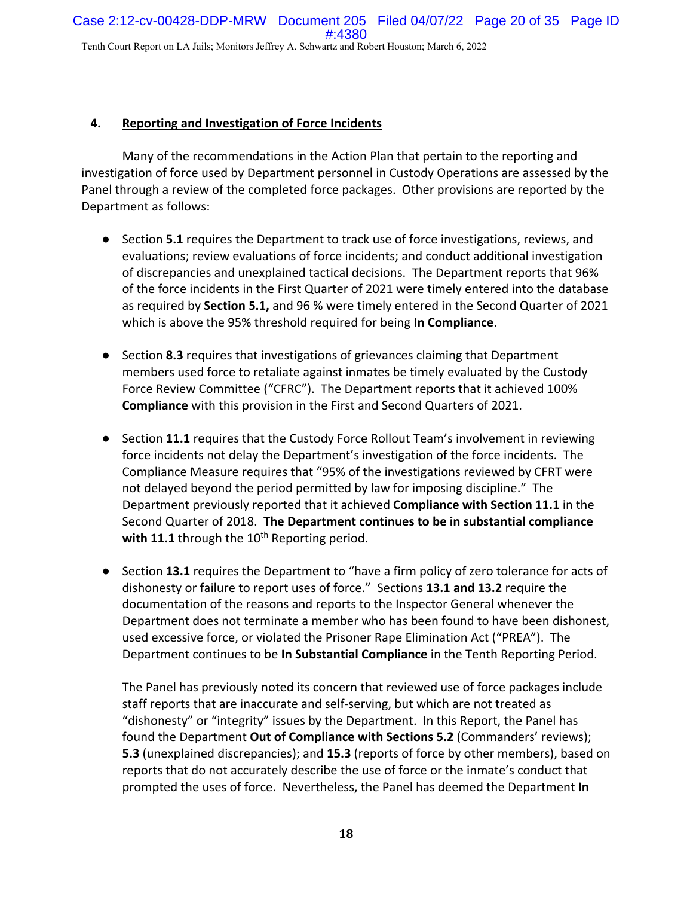## 4. Reporting and Investigation of Force Incidents

Many of the recommendations in the Action Plan that pertain to the reporting and investigation of force used by Department personnel in Custody Operations are assessed by the Panel through a review of the completed force packages. Other provisions are reported by the Department as follows:

- Section **5.1** requires the Department to track use of force investigations, reviews, and evaluations; review evaluations of force incidents; and conduct additional investigation of discrepancies and unexplained tactical decisions. The Department reports that 96% of the force incidents in the First Quarter of 2021 were timely entered into the database as required by **Section 5.1,** and 96 % were timely entered in the Second Quarter of 2021 which is above the 95% threshold required for being **In Compliance**.

- Section **8.3** requires that investigations of grievances claiming that Department members used force to retaliate against inmates be timely evaluated by the Custody Force Review Committee ("CFRC"). The Department reports that it achieved 100% **Compliance** with this provision in the First and Second Quarters of 2021.

- Section **11.1** requires that the Custody Force Rollout Team's involvement in reviewing force incidents not delay the Department's investigation of the force incidents. The Compliance Measure requires that "95% of the investigations reviewed by CFRT were not delayed beyond the period permitted by law for imposing discipline." The Department previously reported that it achieved **Compliance with Section 11.1** in the Second Quarter of 2018. **The Department continues to be in substantial compliance with 11.1** through the 10th Reporting period.

- Section **13.1** requires the Department to "have a firm policy of zero tolerance for acts of dishonesty or failure to report uses of force." Sections **13.1 and 13.2** require the documentation of the reasons and reports to the Inspector General whenever the Department does not terminate a member who has been found to have been dishonest, used excessive force, or violated the Prisoner Rape Elimination Act ("PREA"). The Department continues to be **In Substantial Compliance** in the Tenth Reporting Period.

  The Panel has previously noted its concern that reviewed use of force packages include staff reports that are inaccurate and self-serving, but which are not treated as "dishonesty" or "integrity" issues by the Department. In this Report, the Panel has found the Department **Out of Compliance with Sections 5.2** (Commanders' reviews); **5.3** (unexplained discrepancies); and **15.3** (reports of force by other members), based on reports that do not accurately describe the use of force or the inmate's conduct that prompted the uses of force. Nevertheless, the Panel has deemed the Department **In**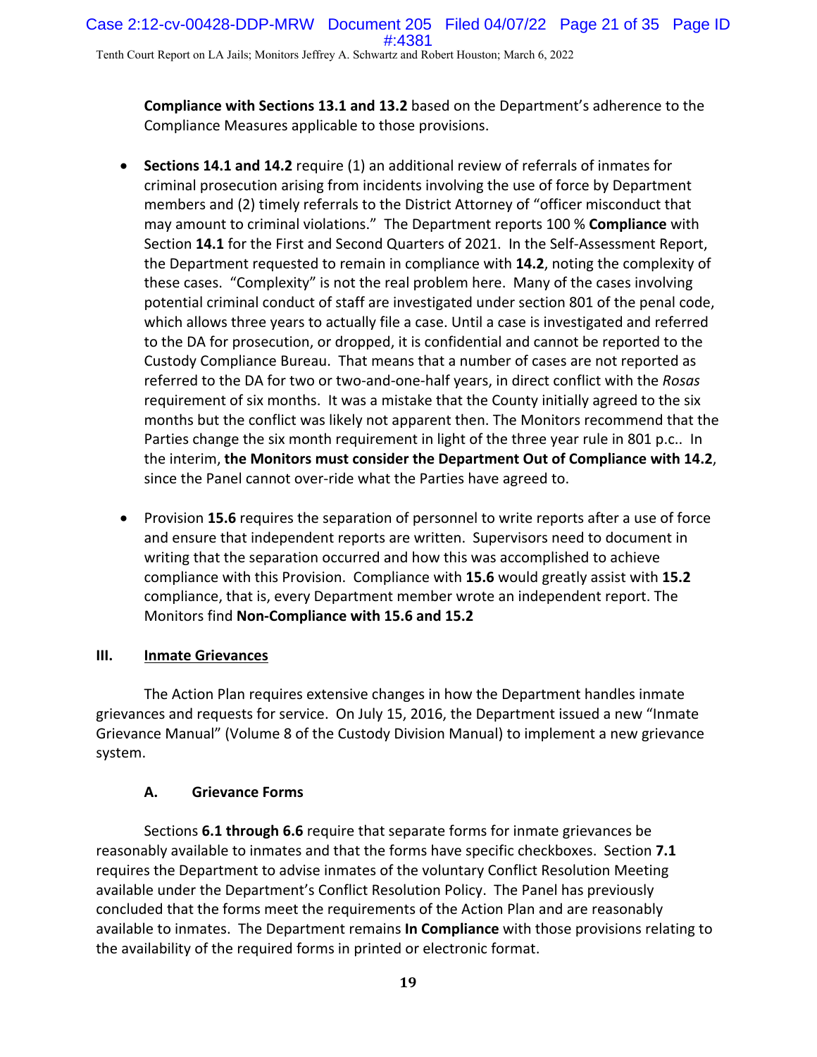**Compliance with Sections 13.1 and 13.2** based on the Department's adherence to the Compliance Measures applicable to those provisions.

- **Sections 14.1 and 14.2** require (1) an additional review of referrals of inmates for criminal prosecution arising from incidents involving the use of force by Department members and (2) timely referrals to the District Attorney of "officer misconduct that may amount to criminal violations." The Department reports 100 % **Compliance** with Section **14.1** for the First and Second Quarters of 2021. In the Self-Assessment Report, the Department requested to remain in compliance with **14.2**, noting the complexity of these cases. "Complexity" is not the real problem here. Many of the cases involving potential criminal conduct of staff are investigated under section 801 of the penal code, which allows three years to actually file a case. Until a case is investigated and referred to the DA for prosecution, or dropped, it is confidential and cannot be reported to the Custody Compliance Bureau. That means that a number of cases are not reported as referred to the DA for two or two-and-one-half years, in direct conflict with the *Rosas* requirement of six months. It was a mistake that the County initially agreed to the six months but the conflict was likely not apparent then. The Monitors recommend that the Parties change the six month requirement in light of the three year rule in 801 p.c.. In the interim, **the Monitors must consider the Department Out of Compliance with 14.2**, since the Panel cannot over-ride what the Parties have agreed to.

- Provision **15.6** requires the separation of personnel to write reports after a use of force and ensure that independent reports are written. Supervisors need to document in writing that the separation occurred and how this was accomplished to achieve compliance with this Provision. Compliance with **15.6** would greatly assist with **15.2** compliance, that is, every Department member wrote an independent report. The Monitors find **Non-Compliance with 15.6 and 15.2**

## III. Inmate Grievances

The Action Plan requires extensive changes in how the Department handles inmate grievances and requests for service. On July 15, 2016, the Department issued a new "Inmate Grievance Manual" (Volume 8 of the Custody Division Manual) to implement a new grievance system.

### A. Grievance Forms

Sections **6.1 through 6.6** require that separate forms for inmate grievances be reasonably available to inmates and that the forms have specific checkboxes. Section **7.1** requires the Department to advise inmates of the voluntary Conflict Resolution Meeting available under the Department's Conflict Resolution Policy. The Panel has previously concluded that the forms meet the requirements of the Action Plan and are reasonably available to inmates. The Department remains **In Compliance** with those provisions relating to the availability of the required forms in printed or electronic format.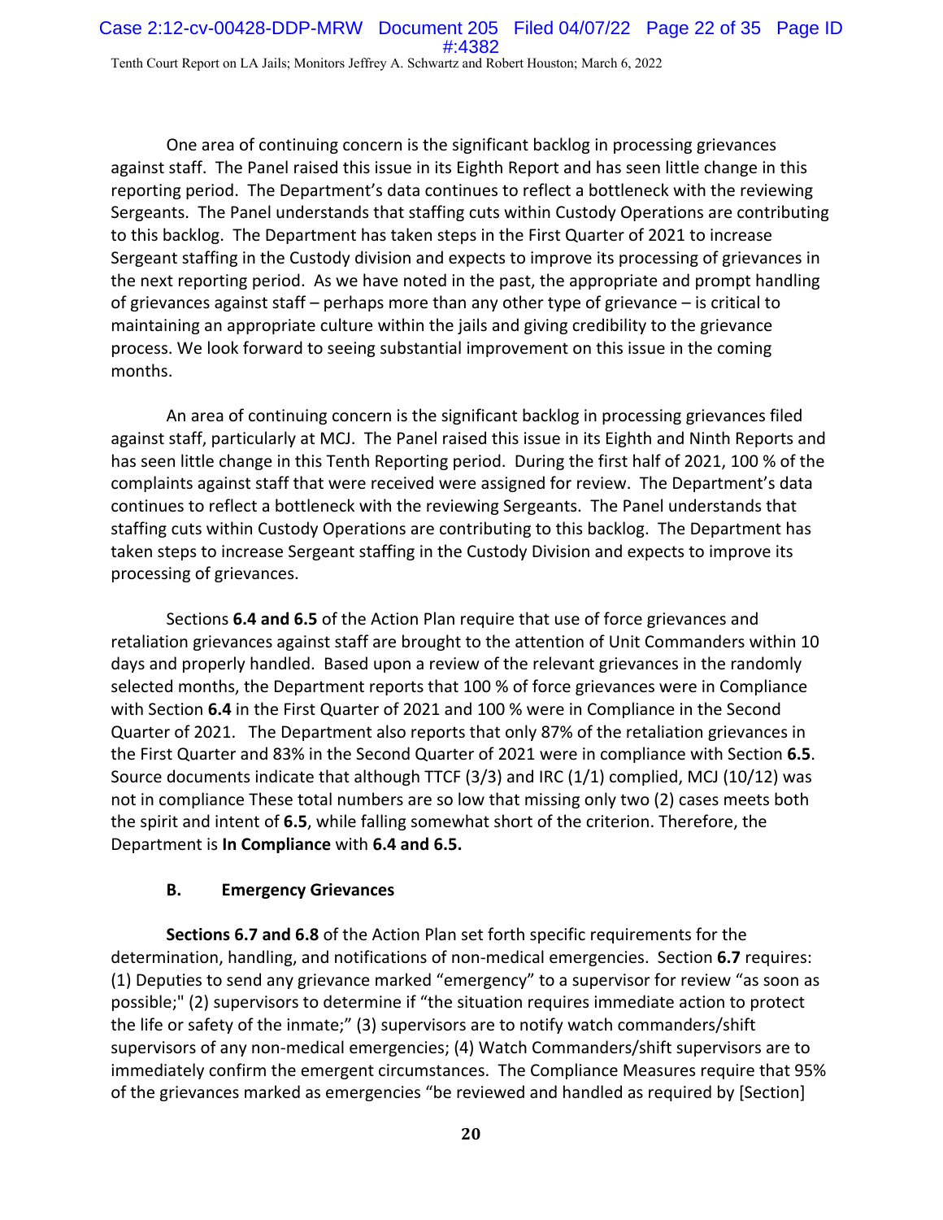One area of continuing concern is the significant backlog in processing grievances against staff. The Panel raised this issue in its Eighth Report and has seen little change in this reporting period. The Department's data continues to reflect a bottleneck with the reviewing Sergeants. The Panel understands that staffing cuts within Custody Operations are contributing to this backlog. The Department has taken steps in the First Quarter of 2021 to increase Sergeant staffing in the Custody division and expects to improve its processing of grievances in the next reporting period. As we have noted in the past, the appropriate and prompt handling of grievances against staff – perhaps more than any other type of grievance – is critical to maintaining an appropriate culture within the jails and giving credibility to the grievance process. We look forward to seeing substantial improvement on this issue in the coming months.

An area of continuing concern is the significant backlog in processing grievances filed against staff, particularly at MCJ. The Panel raised this issue in its Eighth and Ninth Reports and has seen little change in this Tenth Reporting period. During the first half of 2021, 100 % of the complaints against staff that were received were assigned for review. The Department's data continues to reflect a bottleneck with the reviewing Sergeants. The Panel understands that staffing cuts within Custody Operations are contributing to this backlog. The Department has taken steps to increase Sergeant staffing in the Custody Division and expects to improve its processing of grievances.

Sections **6.4 and 6.5** of the Action Plan require that use of force grievances and retaliation grievances against staff are brought to the attention of Unit Commanders within 10 days and properly handled. Based upon a review of the relevant grievances in the randomly selected months, the Department reports that 100 % of force grievances were in Compliance with Section **6.4** in the First Quarter of 2021 and 100 % were in Compliance in the Second Quarter of 2021. The Department also reports that only 87% of the retaliation grievances in the First Quarter and 83% in the Second Quarter of 2021 were in compliance with Section **6.5**. Source documents indicate that although TTCF (3/3) and IRC (1/1) complied, MCJ (10/12) was not in compliance These total numbers are so low that missing only two (2) cases meets both the spirit and intent of **6.5**, while falling somewhat short of the criterion. Therefore, the Department is **In Compliance** with **6.4 and 6.5.**

### B. Emergency Grievances

**Sections 6.7 and 6.8** of the Action Plan set forth specific requirements for the determination, handling, and notifications of non-medical emergencies. Section **6.7** requires: (1) Deputies to send any grievance marked "emergency" to a supervisor for review "as soon as possible;" (2) supervisors to determine if "the situation requires immediate action to protect the life or safety of the inmate;" (3) supervisors are to notify watch commanders/shift supervisors of any non-medical emergencies; (4) Watch Commanders/shift supervisors are to immediately confirm the emergent circumstances. The Compliance Measures require that 95% of the grievances marked as emergencies "be reviewed and handled as required by [Section]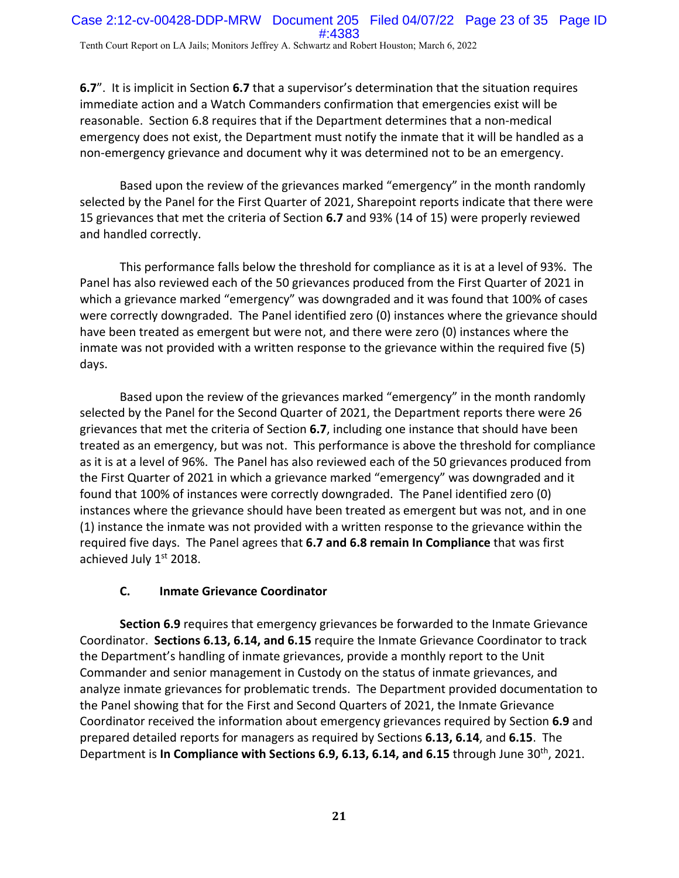**6.7**". It is implicit in Section **6.7** that a supervisor's determination that the situation requires immediate action and a Watch Commanders confirmation that emergencies exist will be reasonable. Section 6.8 requires that if the Department determines that a non-medical emergency does not exist, the Department must notify the inmate that it will be handled as a non-emergency grievance and document why it was determined not to be an emergency.

Based upon the review of the grievances marked "emergency" in the month randomly selected by the Panel for the First Quarter of 2021, Sharepoint reports indicate that there were 15 grievances that met the criteria of Section **6.7** and 93% (14 of 15) were properly reviewed and handled correctly.

This performance falls below the threshold for compliance as it is at a level of 93%. The Panel has also reviewed each of the 50 grievances produced from the First Quarter of 2021 in which a grievance marked "emergency" was downgraded and it was found that 100% of cases were correctly downgraded. The Panel identified zero (0) instances where the grievance should have been treated as emergent but were not, and there were zero (0) instances where the inmate was not provided with a written response to the grievance within the required five (5) days.

Based upon the review of the grievances marked "emergency" in the month randomly selected by the Panel for the Second Quarter of 2021, the Department reports there were 26 grievances that met the criteria of Section **6.7**, including one instance that should have been treated as an emergency, but was not. This performance is above the threshold for compliance as it is at a level of 96%. The Panel has also reviewed each of the 50 grievances produced from the First Quarter of 2021 in which a grievance marked "emergency" was downgraded and it found that 100% of instances were correctly downgraded. The Panel identified zero (0) instances where the grievance should have been treated as emergent but was not, and in one (1) instance the inmate was not provided with a written response to the grievance within the required five days. The Panel agrees that **6.7 and 6.8 remain In Compliance** that was first achieved July 1st 2018.

### C. Inmate Grievance Coordinator

**Section 6.9** requires that emergency grievances be forwarded to the Inmate Grievance Coordinator. **Sections 6.13, 6.14, and 6.15** require the Inmate Grievance Coordinator to track the Department's handling of inmate grievances, provide a monthly report to the Unit Commander and senior management in Custody on the status of inmate grievances, and analyze inmate grievances for problematic trends. The Department provided documentation to the Panel showing that for the First and Second Quarters of 2021, the Inmate Grievance Coordinator received the information about emergency grievances required by Section **6.9** and prepared detailed reports for managers as required by Sections **6.13, 6.14**, and **6.15**. The Department is **In Compliance with Sections 6.9, 6.13, 6.14, and 6.15** through June 30th, 2021.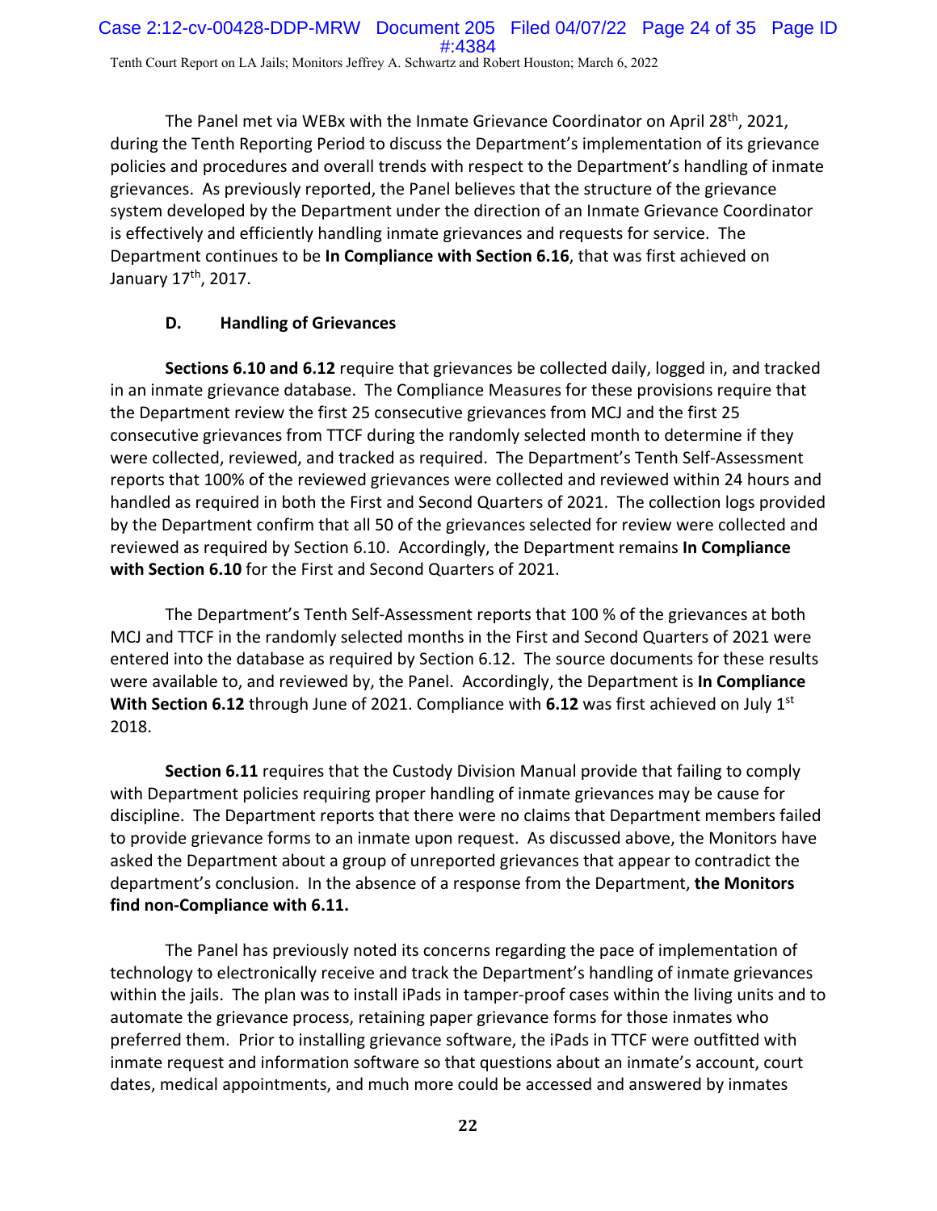The Panel met via WEBx with the Inmate Grievance Coordinator on April 28th, 2021, during the Tenth Reporting Period to discuss the Department's implementation of its grievance policies and procedures and overall trends with respect to the Department's handling of inmate grievances. As previously reported, the Panel believes that the structure of the grievance system developed by the Department under the direction of an Inmate Grievance Coordinator is effectively and efficiently handling inmate grievances and requests for service. The Department continues to be **In Compliance with Section 6.16**, that was first achieved on January 17th, 2017.

### D. Handling of Grievances

**Sections 6.10 and 6.12** require that grievances be collected daily, logged in, and tracked in an inmate grievance database. The Compliance Measures for these provisions require that the Department review the first 25 consecutive grievances from MCJ and the first 25 consecutive grievances from TTCF during the randomly selected month to determine if they were collected, reviewed, and tracked as required. The Department's Tenth Self-Assessment reports that 100% of the reviewed grievances were collected and reviewed within 24 hours and handled as required in both the First and Second Quarters of 2021. The collection logs provided by the Department confirm that all 50 of the grievances selected for review were collected and reviewed as required by Section 6.10. Accordingly, the Department remains **In Compliance with Section 6.10** for the First and Second Quarters of 2021.

The Department's Tenth Self-Assessment reports that 100 % of the grievances at both MCJ and TTCF in the randomly selected months in the First and Second Quarters of 2021 were entered into the database as required by Section 6.12. The source documents for these results were available to, and reviewed by, the Panel. Accordingly, the Department is **In Compliance With Section 6.12** through June of 2021. Compliance with **6.12** was first achieved on July 1st 2018.

**Section 6.11** requires that the Custody Division Manual provide that failing to comply with Department policies requiring proper handling of inmate grievances may be cause for discipline. The Department reports that there were no claims that Department members failed to provide grievance forms to an inmate upon request. As discussed above, the Monitors have asked the Department about a group of unreported grievances that appear to contradict the department's conclusion. In the absence of a response from the Department, **the Monitors find non-Compliance with 6.11.**

The Panel has previously noted its concerns regarding the pace of implementation of technology to electronically receive and track the Department's handling of inmate grievances within the jails. The plan was to install iPads in tamper-proof cases within the living units and to automate the grievance process, retaining paper grievance forms for those inmates who preferred them. Prior to installing grievance software, the iPads in TTCF were outfitted with inmate request and information software so that questions about an inmate's account, court dates, medical appointments, and much more could be accessed and answered by inmates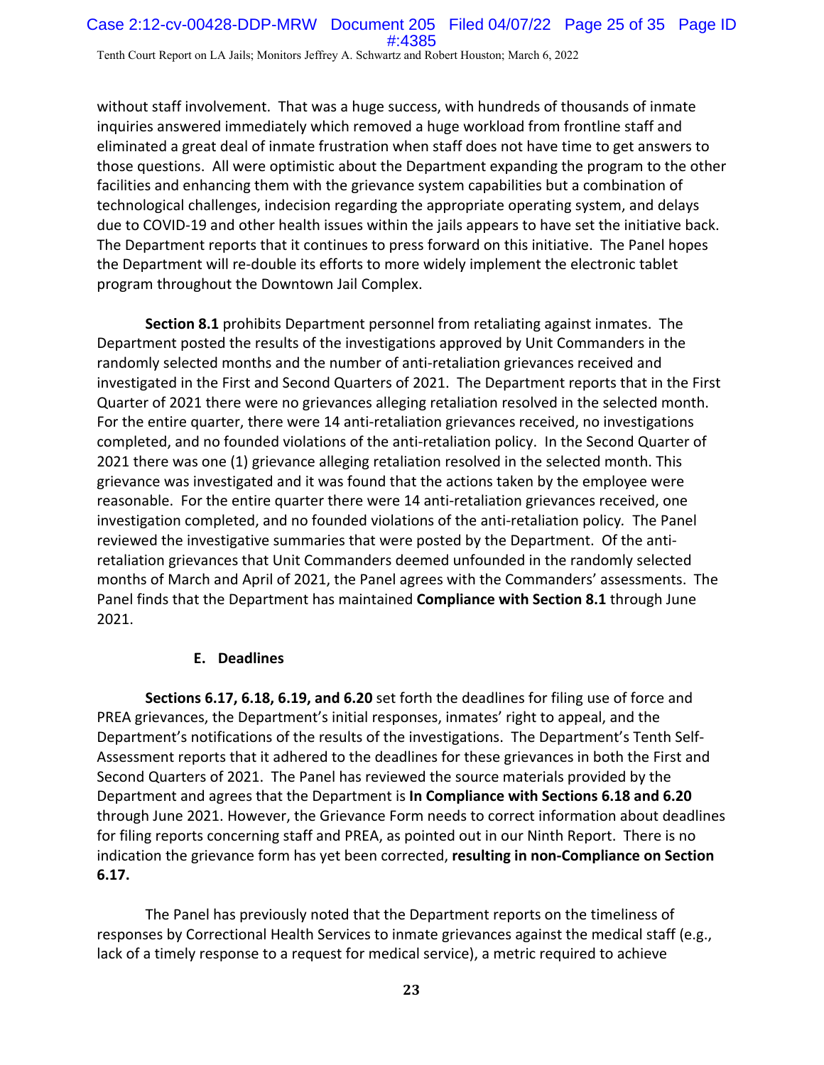without staff involvement. That was a huge success, with hundreds of thousands of inmate inquiries answered immediately which removed a huge workload from frontline staff and eliminated a great deal of inmate frustration when staff does not have time to get answers to those questions. All were optimistic about the Department expanding the program to the other facilities and enhancing them with the grievance system capabilities but a combination of technological challenges, indecision regarding the appropriate operating system, and delays due to COVID-19 and other health issues within the jails appears to have set the initiative back. The Department reports that it continues to press forward on this initiative. The Panel hopes the Department will re-double its efforts to more widely implement the electronic tablet program throughout the Downtown Jail Complex.

**Section 8.1** prohibits Department personnel from retaliating against inmates. The Department posted the results of the investigations approved by Unit Commanders in the randomly selected months and the number of anti-retaliation grievances received and investigated in the First and Second Quarters of 2021. The Department reports that in the First Quarter of 2021 there were no grievances alleging retaliation resolved in the selected month. For the entire quarter, there were 14 anti-retaliation grievances received, no investigations completed, and no founded violations of the anti-retaliation policy. In the Second Quarter of 2021 there was one (1) grievance alleging retaliation resolved in the selected month. This grievance was investigated and it was found that the actions taken by the employee were reasonable. For the entire quarter there were 14 anti-retaliation grievances received, one investigation completed, and no founded violations of the anti-retaliation policy. The Panel reviewed the investigative summaries that were posted by the Department. Of the anti-retaliation grievances that Unit Commanders deemed unfounded in the randomly selected months of March and April of 2021, the Panel agrees with the Commanders' assessments. The Panel finds that the Department has maintained **Compliance with Section 8.1** through June 2021.

### E. Deadlines

**Sections 6.17, 6.18, 6.19, and 6.20** set forth the deadlines for filing use of force and PREA grievances, the Department's initial responses, inmates' right to appeal, and the Department's notifications of the results of the investigations. The Department's Tenth Self-Assessment reports that it adhered to the deadlines for these grievances in both the First and Second Quarters of 2021. The Panel has reviewed the source materials provided by the Department and agrees that the Department is **In Compliance with Sections 6.18 and 6.20** through June 2021. However, the Grievance Form needs to correct information about deadlines for filing reports concerning staff and PREA, as pointed out in our Ninth Report. There is no indication the grievance form has yet been corrected, **resulting in non-Compliance on Section 6.17.**

The Panel has previously noted that the Department reports on the timeliness of responses by Correctional Health Services to inmate grievances against the medical staff (e.g., lack of a timely response to a request for medical service), a metric required to achieve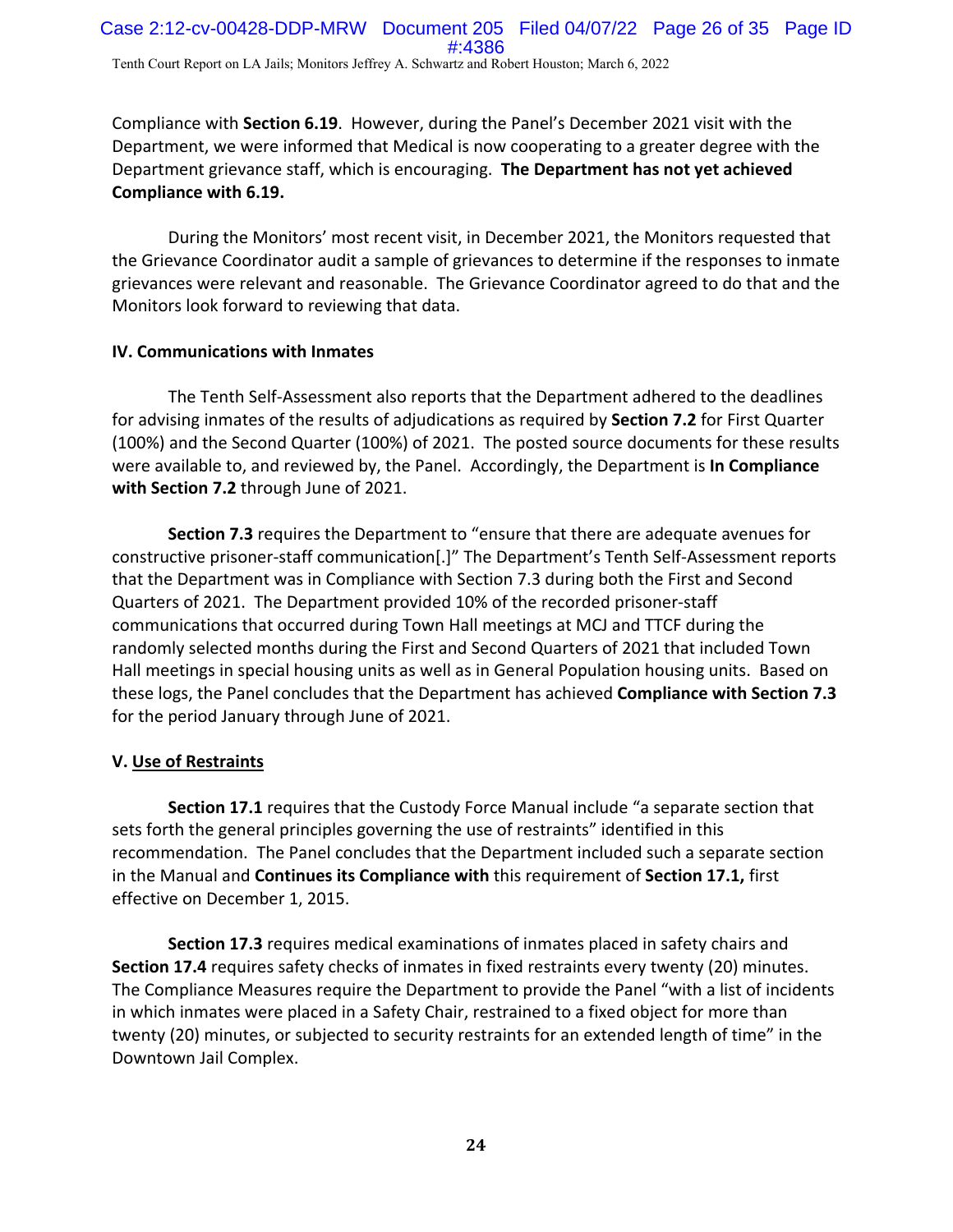Compliance with **Section 6.19**. However, during the Panel's December 2021 visit with the Department, we were informed that Medical is now cooperating to a greater degree with the Department grievance staff, which is encouraging. **The Department has not yet achieved Compliance with 6.19.**

During the Monitors' most recent visit, in December 2021, the Monitors requested that the Grievance Coordinator audit a sample of grievances to determine if the responses to inmate grievances were relevant and reasonable. The Grievance Coordinator agreed to do that and the Monitors look forward to reviewing that data.

**IV. Communications with Inmates**

The Tenth Self-Assessment also reports that the Department adhered to the deadlines for advising inmates of the results of adjudications as required by **Section 7.2** for First Quarter (100%) and the Second Quarter (100%) of 2021. The posted source documents for these results were available to, and reviewed by, the Panel. Accordingly, the Department is **In Compliance with Section 7.2** through June of 2021.

**Section 7.3** requires the Department to "ensure that there are adequate avenues for constructive prisoner-staff communication[.]" The Department's Tenth Self-Assessment reports that the Department was in Compliance with Section 7.3 during both the First and Second Quarters of 2021. The Department provided 10% of the recorded prisoner-staff communications that occurred during Town Hall meetings at MCJ and TTCF during the randomly selected months during the First and Second Quarters of 2021 that included Town Hall meetings in special housing units as well as in General Population housing units. Based on these logs, the Panel concludes that the Department has achieved **Compliance with Section 7.3** for the period January through June of 2021.

**V. Use of Restraints**

**Section 17.1** requires that the Custody Force Manual include "a separate section that sets forth the general principles governing the use of restraints" identified in this recommendation. The Panel concludes that the Department included such a separate section in the Manual and **Continues its Compliance with** this requirement of **Section 17.1,** first effective on December 1, 2015.

**Section 17.3** requires medical examinations of inmates placed in safety chairs and **Section 17.4** requires safety checks of inmates in fixed restraints every twenty (20) minutes. The Compliance Measures require the Department to provide the Panel "with a list of incidents in which inmates were placed in a Safety Chair, restrained to a fixed object for more than twenty (20) minutes, or subjected to security restraints for an extended length of time" in the Downtown Jail Complex.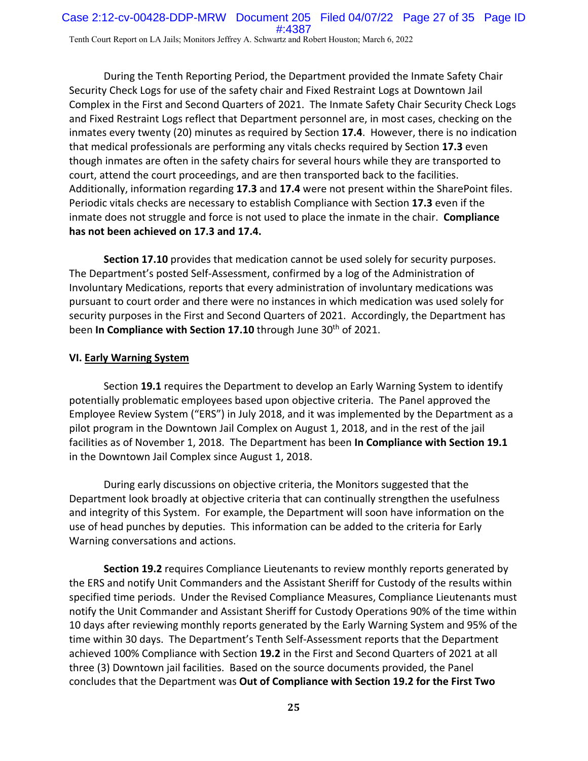During the Tenth Reporting Period, the Department provided the Inmate Safety Chair Security Check Logs for use of the safety chair and Fixed Restraint Logs at Downtown Jail Complex in the First and Second Quarters of 2021. The Inmate Safety Chair Security Check Logs and Fixed Restraint Logs reflect that Department personnel are, in most cases, checking on the inmates every twenty (20) minutes as required by Section **17.4**. However, there is no indication that medical professionals are performing any vitals checks required by Section **17.3** even though inmates are often in the safety chairs for several hours while they are transported to court, attend the court proceedings, and are then transported back to the facilities. Additionally, information regarding **17.3** and **17.4** were not present within the SharePoint files. Periodic vitals checks are necessary to establish Compliance with Section **17.3** even if the inmate does not struggle and force is not used to place the inmate in the chair. **Compliance has not been achieved on 17.3 and 17.4.**

**Section 17.10** provides that medication cannot be used solely for security purposes. The Department's posted Self-Assessment, confirmed by a log of the Administration of Involuntary Medications, reports that every administration of involuntary medications was pursuant to court order and there were no instances in which medication was used solely for security purposes in the First and Second Quarters of 2021. Accordingly, the Department has been **In Compliance with Section 17.10** through June 30th of 2021.

**VI. <u>Early Warning System</u>**

Section **19.1** requires the Department to develop an Early Warning System to identify potentially problematic employees based upon objective criteria. The Panel approved the Employee Review System ("ERS") in July 2018, and it was implemented by the Department as a pilot program in the Downtown Jail Complex on August 1, 2018, and in the rest of the jail facilities as of November 1, 2018. The Department has been **In Compliance with Section 19.1** in the Downtown Jail Complex since August 1, 2018.

During early discussions on objective criteria, the Monitors suggested that the Department look broadly at objective criteria that can continually strengthen the usefulness and integrity of this System. For example, the Department will soon have information on the use of head punches by deputies. This information can be added to the criteria for Early Warning conversations and actions.

**Section 19.2** requires Compliance Lieutenants to review monthly reports generated by the ERS and notify Unit Commanders and the Assistant Sheriff for Custody of the results within specified time periods. Under the Revised Compliance Measures, Compliance Lieutenants must notify the Unit Commander and Assistant Sheriff for Custody Operations 90% of the time within 10 days after reviewing monthly reports generated by the Early Warning System and 95% of the time within 30 days. The Department's Tenth Self-Assessment reports that the Department achieved 100% Compliance with Section **19.2** in the First and Second Quarters of 2021 at all three (3) Downtown jail facilities. Based on the source documents provided, the Panel concludes that the Department was **Out of Compliance with Section 19.2 for the First Two**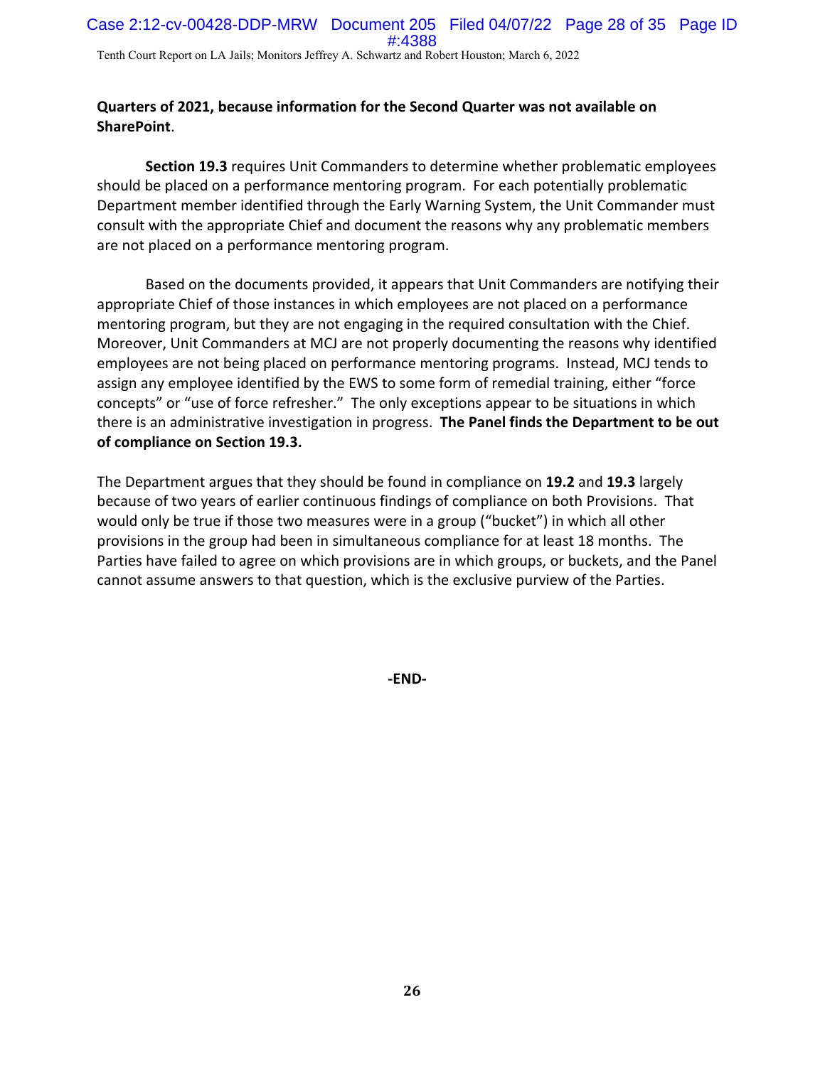**Quarters of 2021, because information for the Second Quarter was not available on SharePoint**.

**Section 19.3** requires Unit Commanders to determine whether problematic employees should be placed on a performance mentoring program. For each potentially problematic Department member identified through the Early Warning System, the Unit Commander must consult with the appropriate Chief and document the reasons why any problematic members are not placed on a performance mentoring program.

Based on the documents provided, it appears that Unit Commanders are notifying their appropriate Chief of those instances in which employees are not placed on a performance mentoring program, but they are not engaging in the required consultation with the Chief. Moreover, Unit Commanders at MCJ are not properly documenting the reasons why identified employees are not being placed on performance mentoring programs. Instead, MCJ tends to assign any employee identified by the EWS to some form of remedial training, either "force concepts" or "use of force refresher." The only exceptions appear to be situations in which there is an administrative investigation in progress. **The Panel finds the Department to be out of compliance on Section 19.3.**

The Department argues that they should be found in compliance on **19.2** and **19.3** largely because of two years of earlier continuous findings of compliance on both Provisions. That would only be true if those two measures were in a group ("bucket") in which all other provisions in the group had been in simultaneous compliance for at least 18 months. The Parties have failed to agree on which provisions are in which groups, or buckets, and the Panel cannot assume answers to that question, which is the exclusive purview of the Parties.

**-END-**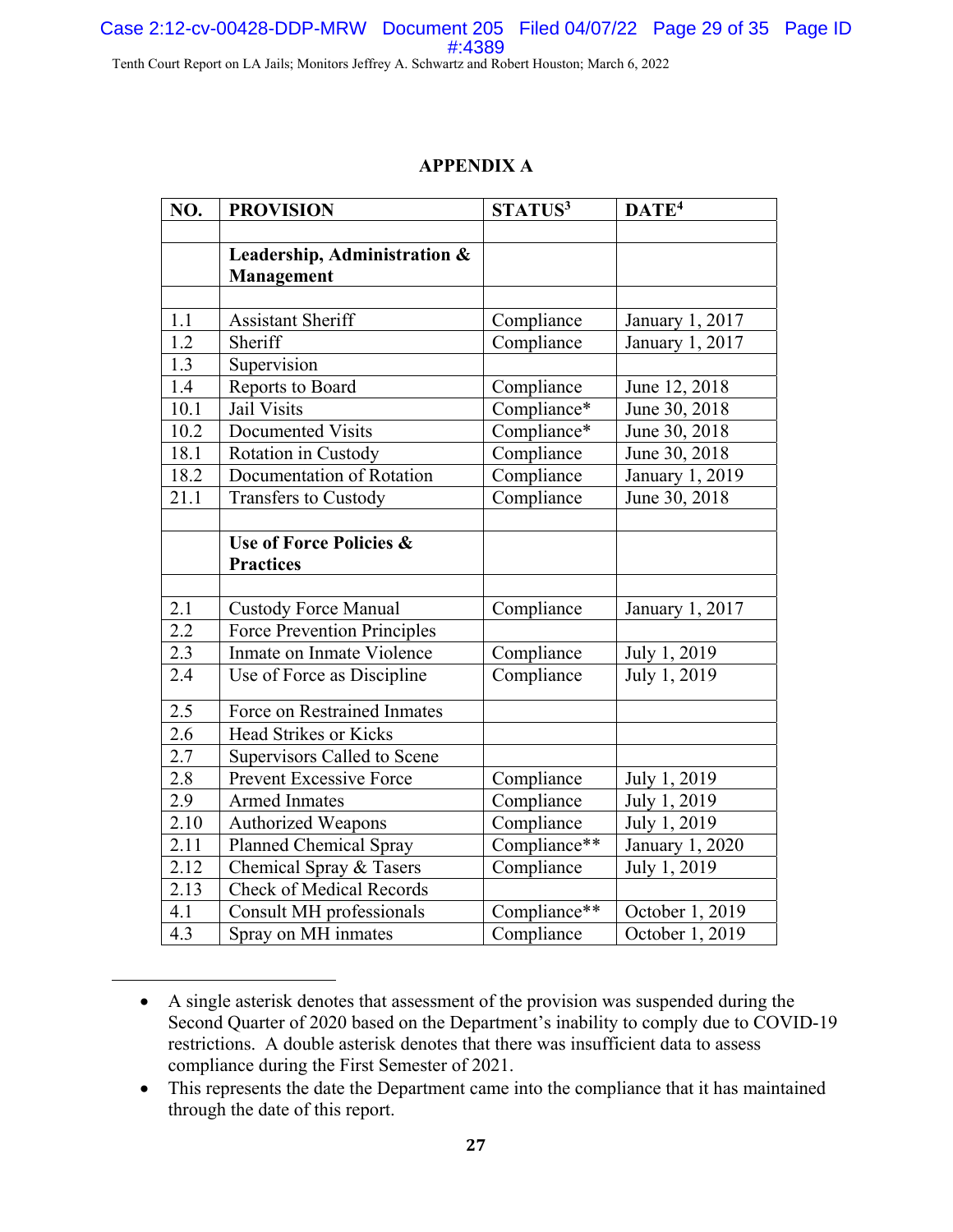## APPENDIX A

| NO. | PROVISION | STATUS[3] | DATE[4] |
|---|---|---|---|
| | | | |
| | **Leadership, Administration & Management** | | |
| | | | |
| 1.1 | Assistant Sheriff | Compliance | January 1, 2017 |
| 1.2 | Sheriff | Compliance | January 1, 2017 |
| 1.3 | Supervision | | |
| 1.4 | Reports to Board | Compliance | June 12, 2018 |
| 10.1 | Jail Visits | Compliance* | June 30, 2018 |
| 10.2 | Documented Visits | Compliance* | June 30, 2018 |
| 18.1 | Rotation in Custody | Compliance | June 30, 2018 |
| 18.2 | Documentation of Rotation | Compliance | January 1, 2019 |
| 21.1 | Transfers to Custody | Compliance | June 30, 2018 |
| | | | |
| | **Use of Force Policies & Practices** | | |
| | | | |
| 2.1 | Custody Force Manual | Compliance | January 1, 2017 |
| 2.2 | Force Prevention Principles | | |
| 2.3 | Inmate on Inmate Violence | Compliance | July 1, 2019 |
| 2.4 | Use of Force as Discipline | Compliance | July 1, 2019 |
| 2.5 | Force on Restrained Inmates | | |
| 2.6 | Head Strikes or Kicks | | |
| 2.7 | Supervisors Called to Scene | | |
| 2.8 | Prevent Excessive Force | Compliance | July 1, 2019 |
| 2.9 | Armed Inmates | Compliance | July 1, 2019 |
| 2.10 | Authorized Weapons | Compliance | July 1, 2019 |
| 2.11 | Planned Chemical Spray | Compliance** | January 1, 2020 |
| 2.12 | Chemical Spray & Tasers | Compliance | July 1, 2019 |
| 2.13 | Check of Medical Records | | |
| 4.1 | Consult MH professionals | Compliance** | October 1, 2019 |
| 4.3 | Spray on MH inmates | Compliance | October 1, 2019 |

- A single asterisk denotes that assessment of the provision was suspended during the Second Quarter of 2020 based on the Department's inability to comply due to COVID-19 restrictions. A double asterisk denotes that there was insufficient data to assess compliance during the First Semester of 2021.
- This represents the date the Department came into the compliance that it has maintained through the date of this report.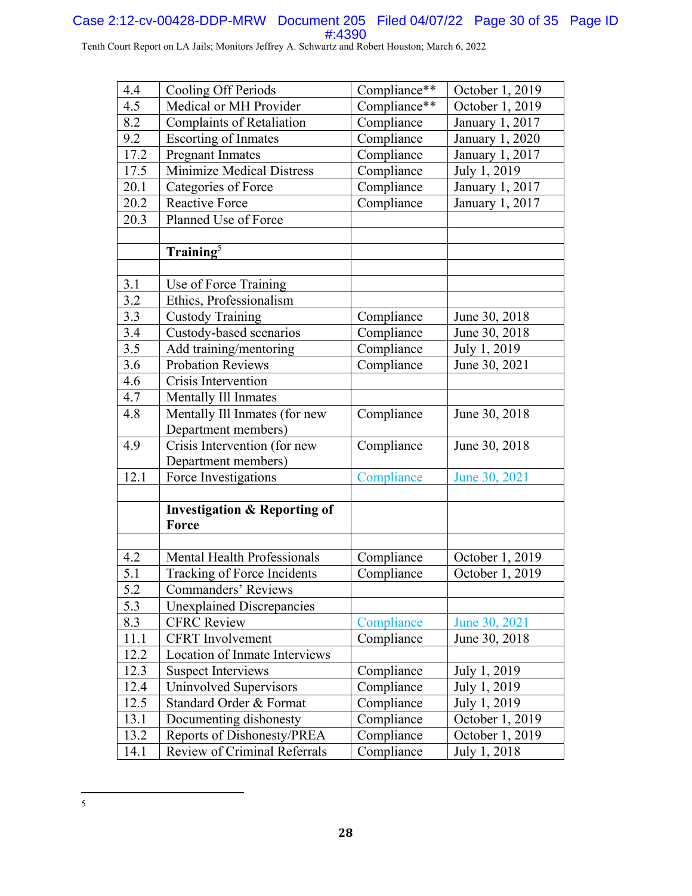| | | | |
|---|---|---|---|
| 4.4 | Cooling Off Periods | Compliance** | October 1, 2019 |
| 4.5 | Medical or MH Provider | Compliance** | October 1, 2019 |
| 8.2 | Complaints of Retaliation | Compliance | January 1, 2017 |
| 9.2 | Escorting of Inmates | Compliance | January 1, 2020 |
| 17.2 | Pregnant Inmates | Compliance | January 1, 2017 |
| 17.5 | Minimize Medical Distress | Compliance | July 1, 2019 |
| 20.1 | Categories of Force | Compliance | January 1, 2017 |
| 20.2 | Reactive Force | Compliance | January 1, 2017 |
| 20.3 | Planned Use of Force | | |
| | | | |
| | **Training**[5] | | |
| | | | |
| 3.1 | Use of Force Training | | |
| 3.2 | Ethics, Professionalism | | |
| 3.3 | Custody Training | Compliance | June 30, 2018 |
| 3.4 | Custody-based scenarios | Compliance | June 30, 2018 |
| 3.5 | Add training/mentoring | Compliance | July 1, 2019 |
| 3.6 | Probation Reviews | Compliance | June 30, 2021 |
| 4.6 | Crisis Intervention | | |
| 4.7 | Mentally Ill Inmates | | |
| 4.8 | Mentally Ill Inmates (for new Department members) | Compliance | June 30, 2018 |
| 4.9 | Crisis Intervention (for new Department members) | Compliance | June 30, 2018 |
| 12.1 | Force Investigations | Compliance | June 30, 2021 |
| | | | |
| | **Investigation & Reporting of Force** | | |
| | | | |
| 4.2 | Mental Health Professionals | Compliance | October 1, 2019 |
| 5.1 | Tracking of Force Incidents | Compliance | October 1, 2019 |
| 5.2 | Commanders' Reviews | | |
| 5.3 | Unexplained Discrepancies | | |
| 8.3 | CFRC Review | Compliance | June 30, 2021 |
| 11.1 | CFRT Involvement | Compliance | June 30, 2018 |
| 12.2 | Location of Inmate Interviews | | |
| 12.3 | Suspect Interviews | Compliance | July 1, 2019 |
| 12.4 | Uninvolved Supervisors | Compliance | July 1, 2019 |
| 12.5 | Standard Order & Format | Compliance | July 1, 2019 |
| 13.1 | Documenting dishonesty | Compliance | October 1, 2019 |
| 13.2 | Reports of Dishonesty/PREA | Compliance | October 1, 2019 |
| 14.1 | Review of Criminal Referrals | Compliance | July 1, 2018 |

[5]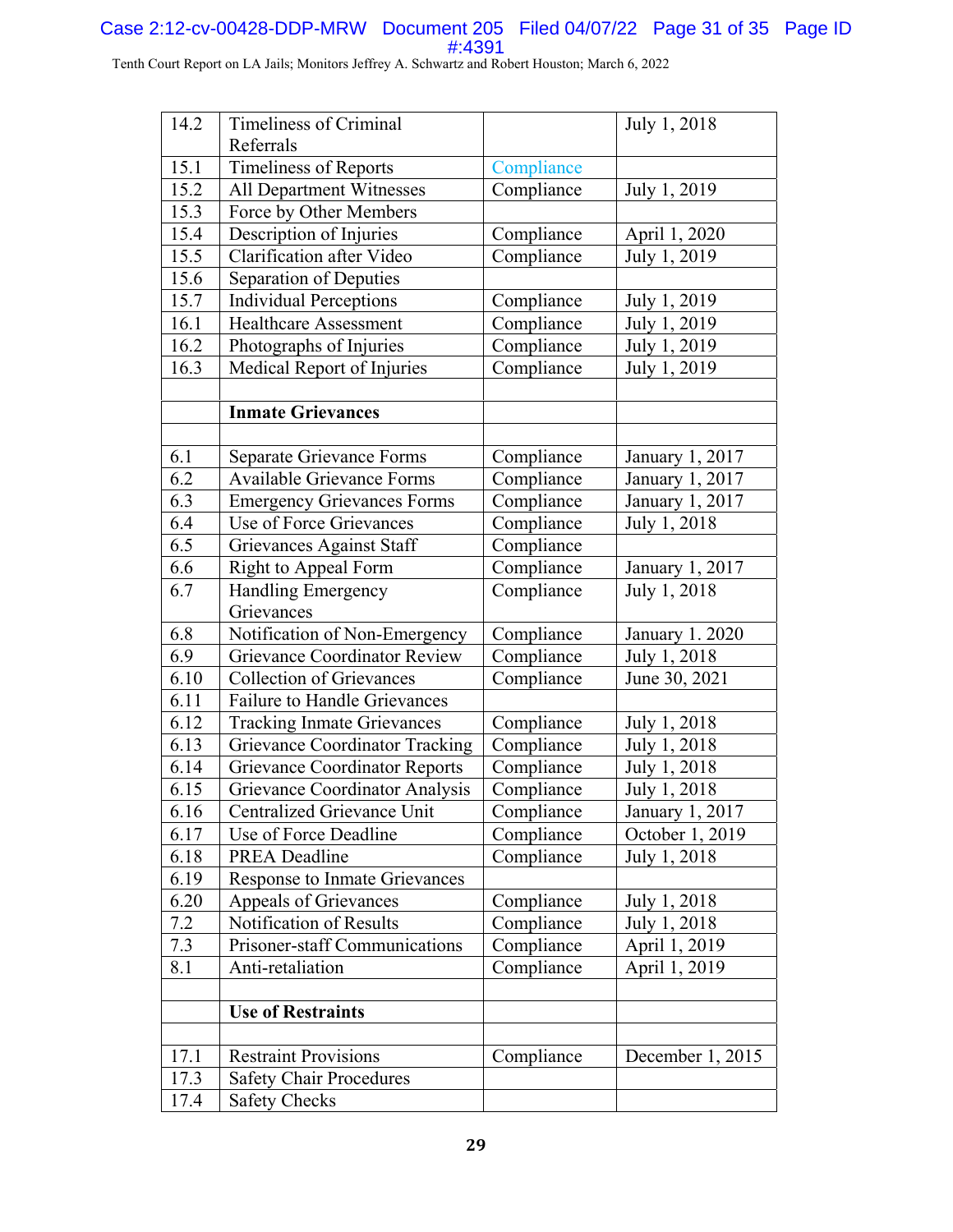| | | | |
|---|---|---|---|
| 14.2 | Timeliness of Criminal Referrals | | July 1, 2018 |
| 15.1 | Timeliness of Reports | Compliance | |
| 15.2 | All Department Witnesses | Compliance | July 1, 2019 |
| 15.3 | Force by Other Members | | |
| 15.4 | Description of Injuries | Compliance | April 1, 2020 |
| 15.5 | Clarification after Video | Compliance | July 1, 2019 |
| 15.6 | Separation of Deputies | | |
| 15.7 | Individual Perceptions | Compliance | July 1, 2019 |
| 16.1 | Healthcare Assessment | Compliance | July 1, 2019 |
| 16.2 | Photographs of Injuries | Compliance | July 1, 2019 |
| 16.3 | Medical Report of Injuries | Compliance | July 1, 2019 |
| | | | |
| | **Inmate Grievances** | | |
| | | | |
| 6.1 | Separate Grievance Forms | Compliance | January 1, 2017 |
| 6.2 | Available Grievance Forms | Compliance | January 1, 2017 |
| 6.3 | Emergency Grievances Forms | Compliance | January 1, 2017 |
| 6.4 | Use of Force Grievances | Compliance | July 1, 2018 |
| 6.5 | Grievances Against Staff | Compliance | |
| 6.6 | Right to Appeal Form | Compliance | January 1, 2017 |
| 6.7 | Handling Emergency Grievances | Compliance | July 1, 2018 |
| 6.8 | Notification of Non-Emergency | Compliance | January 1. 2020 |
| 6.9 | Grievance Coordinator Review | Compliance | July 1, 2018 |
| 6.10 | Collection of Grievances | Compliance | June 30, 2021 |
| 6.11 | Failure to Handle Grievances | | |
| 6.12 | Tracking Inmate Grievances | Compliance | July 1, 2018 |
| 6.13 | Grievance Coordinator Tracking | Compliance | July 1, 2018 |
| 6.14 | Grievance Coordinator Reports | Compliance | July 1, 2018 |
| 6.15 | Grievance Coordinator Analysis | Compliance | July 1, 2018 |
| 6.16 | Centralized Grievance Unit | Compliance | January 1, 2017 |
| 6.17 | Use of Force Deadline | Compliance | October 1, 2019 |
| 6.18 | PREA Deadline | Compliance | July 1, 2018 |
| 6.19 | Response to Inmate Grievances | | |
| 6.20 | Appeals of Grievances | Compliance | July 1, 2018 |
| 7.2 | Notification of Results | Compliance | July 1, 2018 |
| 7.3 | Prisoner-staff Communications | Compliance | April 1, 2019 |
| 8.1 | Anti-retaliation | Compliance | April 1, 2019 |
| | | | |
| | **Use of Restraints** | | |
| | | | |
| 17.1 | Restraint Provisions | Compliance | December 1, 2015 |
| 17.3 | Safety Chair Procedures | | |
| 17.4 | Safety Checks | | |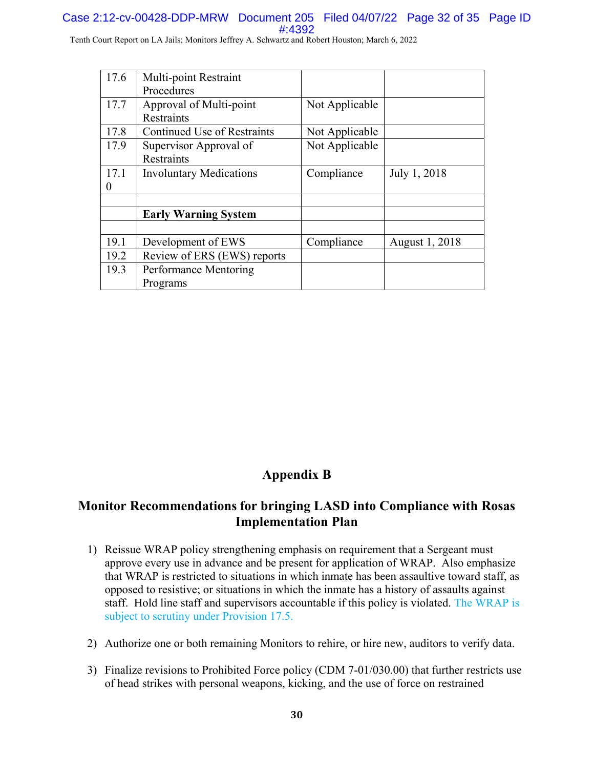| 17.6 | Multi-point Restraint Procedures | | |
|---|---|---|---|
| 17.7 | Approval of Multi-point Restraints | Not Applicable | |
| 17.8 | Continued Use of Restraints | Not Applicable | |
| 17.9 | Supervisor Approval of Restraints | Not Applicable | |
| 17.10 | Involuntary Medications | Compliance | July 1, 2018 |
| | | | |
| | **Early Warning System** | | |
| | | | |
| 19.1 | Development of EWS | Compliance | August 1, 2018 |
| 19.2 | Review of ERS (EWS) reports | | |
| 19.3 | Performance Mentoring Programs | | |

## Appendix B

## Monitor Recommendations for bringing LASD into Compliance with Rosas Implementation Plan

1) Reissue WRAP policy strengthening emphasis on requirement that a Sergeant must approve every use in advance and be present for application of WRAP. Also emphasize that WRAP is restricted to situations in which inmate has been assaultive toward staff, as opposed to resistive; or situations in which the inmate has a history of assaults against staff. Hold line staff and supervisors accountable if this policy is violated. The WRAP is subject to scrutiny under Provision 17.5.

2) Authorize one or both remaining Monitors to rehire, or hire new, auditors to verify data.

3) Finalize revisions to Prohibited Force policy (CDM 7-01/030.00) that further restricts use of head strikes with personal weapons, kicking, and the use of force on restrained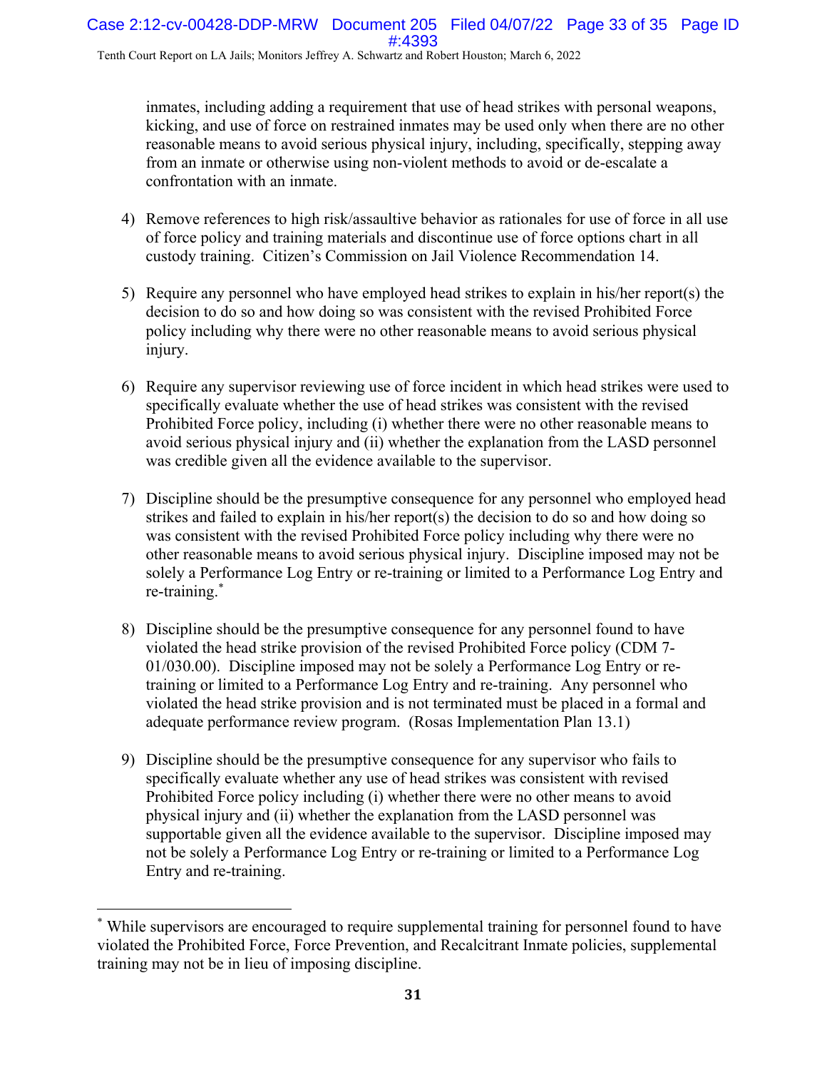inmates, including adding a requirement that use of head strikes with personal weapons, kicking, and use of force on restrained inmates may be used only when there are no other reasonable means to avoid serious physical injury, including, specifically, stepping away from an inmate or otherwise using non-violent methods to avoid or de-escalate a confrontation with an inmate.

4) Remove references to high risk/assaultive behavior as rationales for use of force in all use of force policy and training materials and discontinue use of force options chart in all custody training. Citizen's Commission on Jail Violence Recommendation 14.

5) Require any personnel who have employed head strikes to explain in his/her report(s) the decision to do so and how doing so was consistent with the revised Prohibited Force policy including why there were no other reasonable means to avoid serious physical injury.

6) Require any supervisor reviewing use of force incident in which head strikes were used to specifically evaluate whether the use of head strikes was consistent with the revised Prohibited Force policy, including (i) whether there were no other reasonable means to avoid serious physical injury and (ii) whether the explanation from the LASD personnel was credible given all the evidence available to the supervisor.

7) Discipline should be the presumptive consequence for any personnel who employed head strikes and failed to explain in his/her report(s) the decision to do so and how doing so was consistent with the revised Prohibited Force policy including why there were no other reasonable means to avoid serious physical injury. Discipline imposed may not be solely a Performance Log Entry or re-training or limited to a Performance Log Entry and re-training.*

8) Discipline should be the presumptive consequence for any personnel found to have violated the head strike provision of the revised Prohibited Force policy (CDM 7-01/030.00). Discipline imposed may not be solely a Performance Log Entry or re-training or limited to a Performance Log Entry and re-training. Any personnel who violated the head strike provision and is not terminated must be placed in a formal and adequate performance review program. (Rosas Implementation Plan 13.1)

9) Discipline should be the presumptive consequence for any supervisor who fails to specifically evaluate whether any use of head strikes was consistent with revised Prohibited Force policy including (i) whether there were no other means to avoid physical injury and (ii) whether the explanation from the LASD personnel was supportable given all the evidence available to the supervisor. Discipline imposed may not be solely a Performance Log Entry or re-training or limited to a Performance Log Entry and re-training.

---

* While supervisors are encouraged to require supplemental training for personnel found to have violated the Prohibited Force, Force Prevention, and Recalcitrant Inmate policies, supplemental training may not be in lieu of imposing discipline.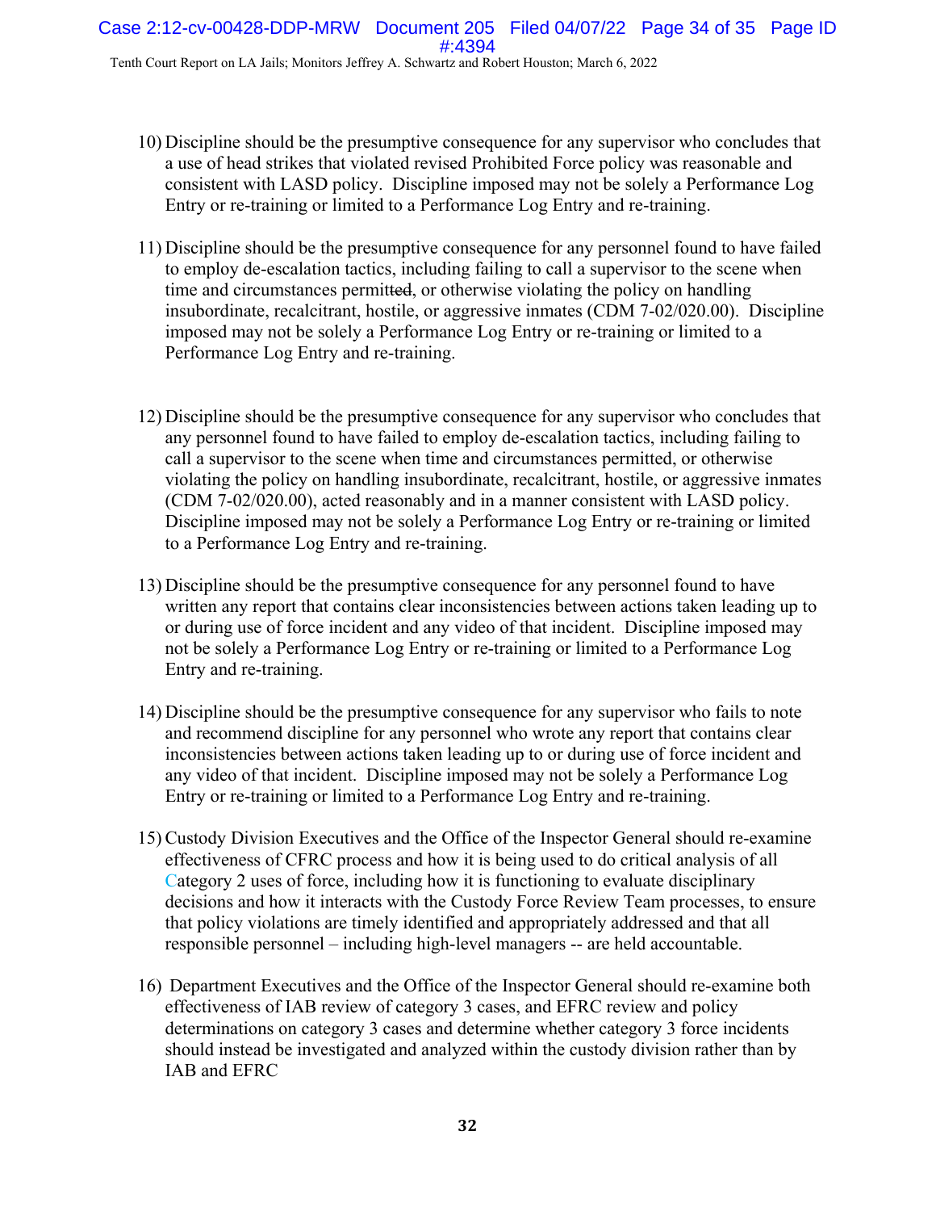10) Discipline should be the presumptive consequence for any supervisor who concludes that a use of head strikes that violated revised Prohibited Force policy was reasonable and consistent with LASD policy. Discipline imposed may not be solely a Performance Log Entry or re-training or limited to a Performance Log Entry and re-training.

11) Discipline should be the presumptive consequence for any personnel found to have failed to employ de-escalation tactics, including failing to call a supervisor to the scene when time and circumstances permitted, or otherwise violating the policy on handling insubordinate, recalcitrant, hostile, or aggressive inmates (CDM 7-02/020.00). Discipline imposed may not be solely a Performance Log Entry or re-training or limited to a Performance Log Entry and re-training.

12) Discipline should be the presumptive consequence for any supervisor who concludes that any personnel found to have failed to employ de-escalation tactics, including failing to call a supervisor to the scene when time and circumstances permitted, or otherwise violating the policy on handling insubordinate, recalcitrant, hostile, or aggressive inmates (CDM 7-02/020.00), acted reasonably and in a manner consistent with LASD policy. Discipline imposed may not be solely a Performance Log Entry or re-training or limited to a Performance Log Entry and re-training.

13) Discipline should be the presumptive consequence for any personnel found to have written any report that contains clear inconsistencies between actions taken leading up to or during use of force incident and any video of that incident. Discipline imposed may not be solely a Performance Log Entry or re-training or limited to a Performance Log Entry and re-training.

14) Discipline should be the presumptive consequence for any supervisor who fails to note and recommend discipline for any personnel who wrote any report that contains clear inconsistencies between actions taken leading up to or during use of force incident and any video of that incident. Discipline imposed may not be solely a Performance Log Entry or re-training or limited to a Performance Log Entry and re-training.

15) Custody Division Executives and the Office of the Inspector General should re-examine effectiveness of CFRC process and how it is being used to do critical analysis of all Category 2 uses of force, including how it is functioning to evaluate disciplinary decisions and how it interacts with the Custody Force Review Team processes, to ensure that policy violations are timely identified and appropriately addressed and that all responsible personnel – including high-level managers -- are held accountable.

16) Department Executives and the Office of the Inspector General should re-examine both effectiveness of IAB review of category 3 cases, and EFRC review and policy determinations on category 3 cases and determine whether category 3 force incidents should instead be investigated and analyzed within the custody division rather than by IAB and EFRC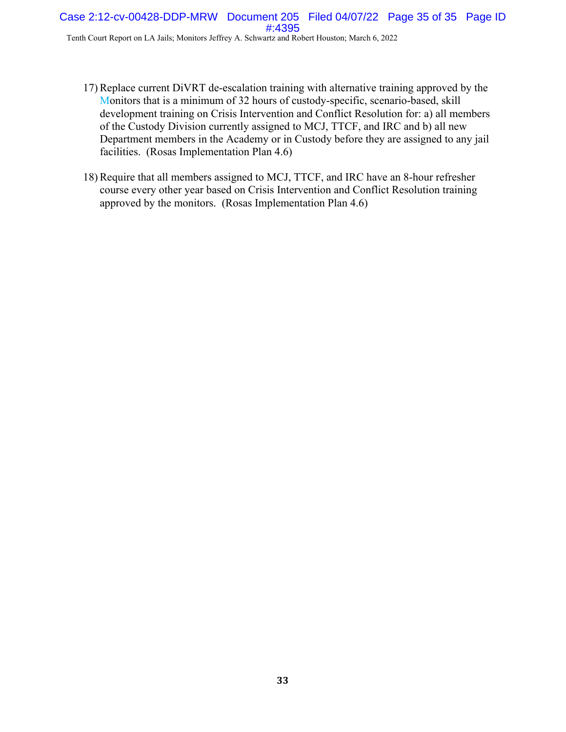17) Replace current DiVRT de-escalation training with alternative training approved by the Monitors that is a minimum of 32 hours of custody-specific, scenario-based, skill development training on Crisis Intervention and Conflict Resolution for: a) all members of the Custody Division currently assigned to MCJ, TTCF, and IRC and b) all new Department members in the Academy or in Custody before they are assigned to any jail facilities. (Rosas Implementation Plan 4.6)

18) Require that all members assigned to MCJ, TTCF, and IRC have an 8-hour refresher course every other year based on Crisis Intervention and Conflict Resolution training approved by the monitors. (Rosas Implementation Plan 4.6)